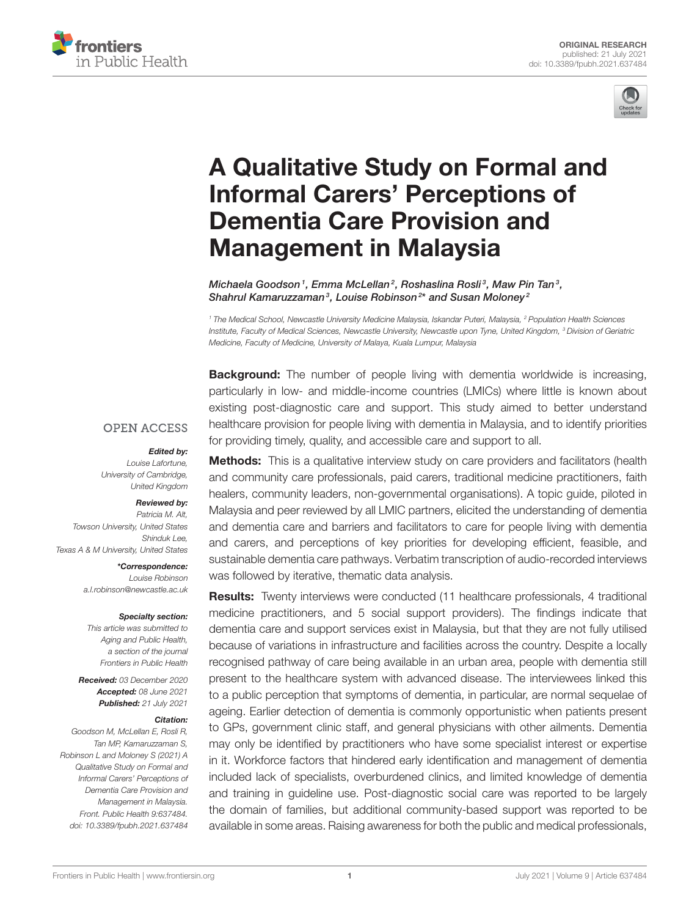ORIGINAL RESEARCH
published: 21 July 2021
doi: 10.3389/fpubh.2021.637484

# A Qualitative Study on Formal and Informal Carers' Perceptions of Dementia Care Provision and Management in Malaysia

*Michaela Goodson[1], Emma McLellan[2], Roshaslina Rosli[3], Maw Pin Tan[3], Shahrul Kamaruzzaman[3], Louise Robinson[2]* and Susan Moloney[2]*

[1] The Medical School, Newcastle University Medicine Malaysia, Iskandar Puteri, Malaysia, [2] Population Health Sciences Institute, Faculty of Medical Sciences, Newcastle University, Newcastle upon Tyne, United Kingdom, [3] Division of Geriatric Medicine, Faculty of Medicine, University of Malaya, Kuala Lumpur, Malaysia

OPEN ACCESS

***Edited by:***
*Louise Lafortune,*
*University of Cambridge,*
*United Kingdom*

***Reviewed by:***
*Patricia M. Alt,*
*Towson University, United States*
*Shinduk Lee,*
*Texas A & M University, United States*

***\*Correspondence:***
*Louise Robinson*
*a.l.robinson@newcastle.ac.uk*

***Specialty section:***
*This article was submitted to Aging and Public Health, a section of the journal Frontiers in Public Health*

***Received:*** *03 December 2020*
***Accepted:*** *08 June 2021*
***Published:*** *21 July 2021*

***Citation:***
*Goodson M, McLellan E, Rosli R, Tan MP, Kamaruzzaman S, Robinson L and Moloney S (2021) A Qualitative Study on Formal and Informal Carers' Perceptions of Dementia Care Provision and Management in Malaysia. Front. Public Health 9:637484. doi: 10.3389/fpubh.2021.637484*

**Background:** The number of people living with dementia worldwide is increasing, particularly in low- and middle-income countries (LMICs) where little is known about existing post-diagnostic care and support. This study aimed to better understand healthcare provision for people living with dementia in Malaysia, and to identify priorities for providing timely, quality, and accessible care and support to all.

**Methods:** This is a qualitative interview study on care providers and facilitators (health and community care professionals, paid carers, traditional medicine practitioners, faith healers, community leaders, non-governmental organisations). A topic guide, piloted in Malaysia and peer reviewed by all LMIC partners, elicited the understanding of dementia and dementia care and barriers and facilitators to care for people living with dementia and carers, and perceptions of key priorities for developing efficient, feasible, and sustainable dementia care pathways. Verbatim transcription of audio-recorded interviews was followed by iterative, thematic data analysis.

**Results:** Twenty interviews were conducted (11 healthcare professionals, 4 traditional medicine practitioners, and 5 social support providers). The findings indicate that dementia care and support services exist in Malaysia, but that they are not fully utilised because of variations in infrastructure and facilities across the country. Despite a locally recognised pathway of care being available in an urban area, people with dementia still present to the healthcare system with advanced disease. The interviewees linked this to a public perception that symptoms of dementia, in particular, are normal sequelae of ageing. Earlier detection of dementia is commonly opportunistic when patients present to GPs, government clinic staff, and general physicians with other ailments. Dementia may only be identified by practitioners who have some specialist interest or expertise in it. Workforce factors that hindered early identification and management of dementia included lack of specialists, overburdened clinics, and limited knowledge of dementia and training in guideline use. Post-diagnostic social care was reported to be largely the domain of families, but additional community-based support was reported to be available in some areas. Raising awareness for both the public and medical professionals,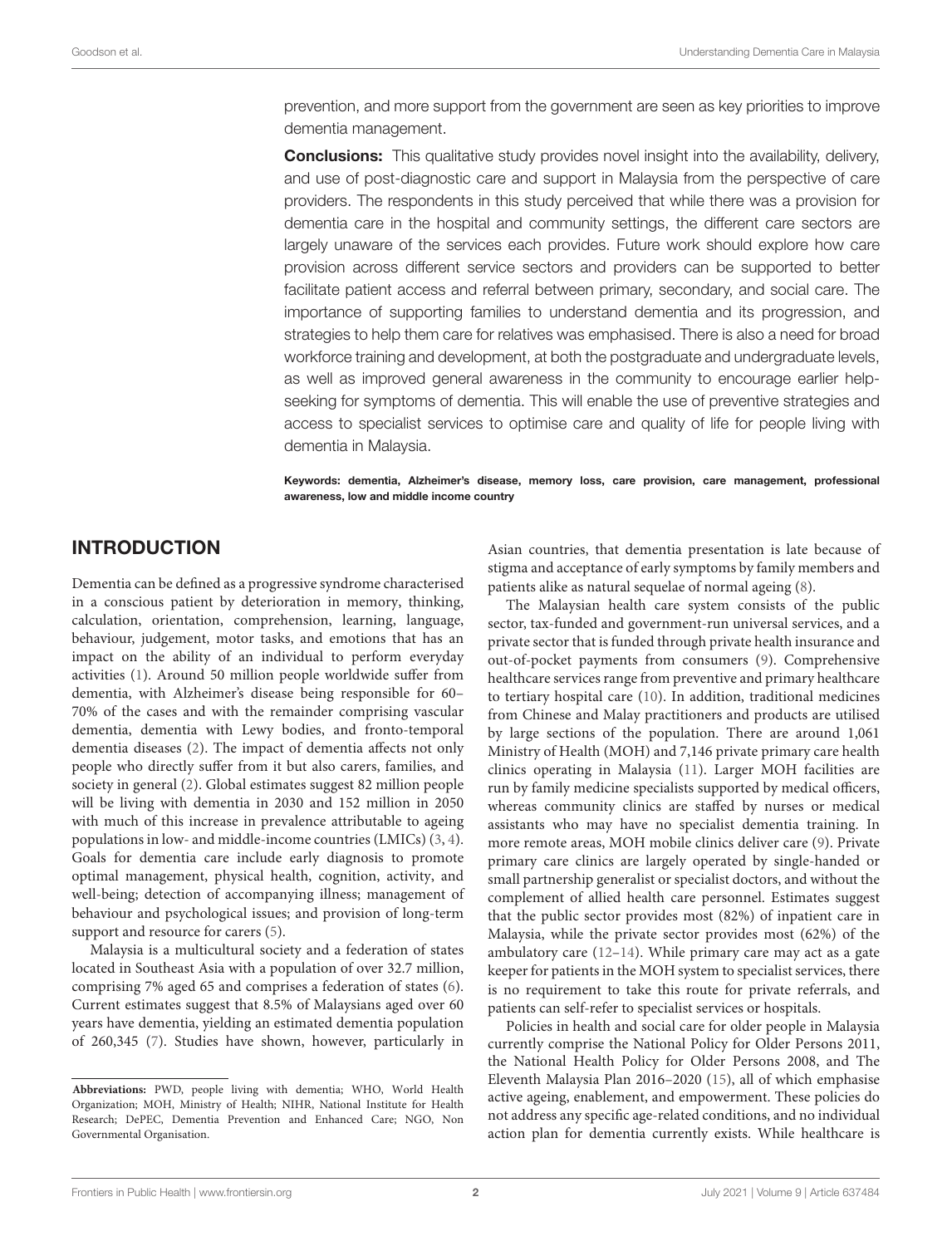prevention, and more support from the government are seen as key priorities to improve dementia management.

**Conclusions:** This qualitative study provides novel insight into the availability, delivery, and use of post-diagnostic care and support in Malaysia from the perspective of care providers. The respondents in this study perceived that while there was a provision for dementia care in the hospital and community settings, the different care sectors are largely unaware of the services each provides. Future work should explore how care provision across different service sectors and providers can be supported to better facilitate patient access and referral between primary, secondary, and social care. The importance of supporting families to understand dementia and its progression, and strategies to help them care for relatives was emphasised. There is also a need for broad workforce training and development, at both the postgraduate and undergraduate levels, as well as improved general awareness in the community to encourage earlier help-seeking for symptoms of dementia. This will enable the use of preventive strategies and access to specialist services to optimise care and quality of life for people living with dementia in Malaysia.

**Keywords: dementia, Alzheimer's disease, memory loss, care provision, care management, professional awareness, low and middle income country**

## INTRODUCTION

Dementia can be defined as a progressive syndrome characterised in a conscious patient by deterioration in memory, thinking, calculation, orientation, comprehension, learning, language, behaviour, judgement, motor tasks, and emotions that has an impact on the ability of an individual to perform everyday activities (1). Around 50 million people worldwide suffer from dementia, with Alzheimer's disease being responsible for 60–70% of the cases and with the remainder comprising vascular dementia, dementia with Lewy bodies, and fronto-temporal dementia diseases (2). The impact of dementia affects not only people who directly suffer from it but also carers, families, and society in general (2). Global estimates suggest 82 million people will be living with dementia in 2030 and 152 million in 2050 with much of this increase in prevalence attributable to ageing populations in low- and middle-income countries (LMICs) (3, 4). Goals for dementia care include early diagnosis to promote optimal management, physical health, cognition, activity, and well-being; detection of accompanying illness; management of behaviour and psychological issues; and provision of long-term support and resource for carers (5).

Malaysia is a multicultural society and a federation of states located in Southeast Asia with a population of over 32.7 million, comprising 7% aged 65 and comprises a federation of states (6). Current estimates suggest that 8.5% of Malaysians aged over 60 years have dementia, yielding an estimated dementia population of 260,345 (7). Studies have shown, however, particularly in Asian countries, that dementia presentation is late because of stigma and acceptance of early symptoms by family members and patients alike as natural sequelae of normal ageing (8).

The Malaysian health care system consists of the public sector, tax-funded and government-run universal services, and a private sector that is funded through private health insurance and out-of-pocket payments from consumers (9). Comprehensive healthcare services range from preventive and primary healthcare to tertiary hospital care (10). In addition, traditional medicines from Chinese and Malay practitioners and products are utilised by large sections of the population. There are around 1,061 Ministry of Health (MOH) and 7,146 private primary care health clinics operating in Malaysia (11). Larger MOH facilities are run by family medicine specialists supported by medical officers, whereas community clinics are staffed by nurses or medical assistants who may have no specialist dementia training. In more remote areas, MOH mobile clinics deliver care (9). Private primary care clinics are largely operated by single-handed or small partnership generalist or specialist doctors, and without the complement of allied health care personnel. Estimates suggest that the public sector provides most (82%) of inpatient care in Malaysia, while the private sector provides most (62%) of the ambulatory care (12–14). While primary care may act as a gate keeper for patients in the MOH system to specialist services, there is no requirement to take this route for private referrals, and patients can self-refer to specialist services or hospitals.

Policies in health and social care for older people in Malaysia currently comprise the National Policy for Older Persons 2011, the National Health Policy for Older Persons 2008, and The Eleventh Malaysia Plan 2016–2020 (15), all of which emphasise active ageing, enablement, and empowerment. These policies do not address any specific age-related conditions, and no individual action plan for dementia currently exists. While healthcare is

**Abbreviations:** PWD, people living with dementia; WHO, World Health Organization; MOH, Ministry of Health; NIHR, National Institute for Health Research; DePEC, Dementia Prevention and Enhanced Care; NGO, Non Governmental Organisation.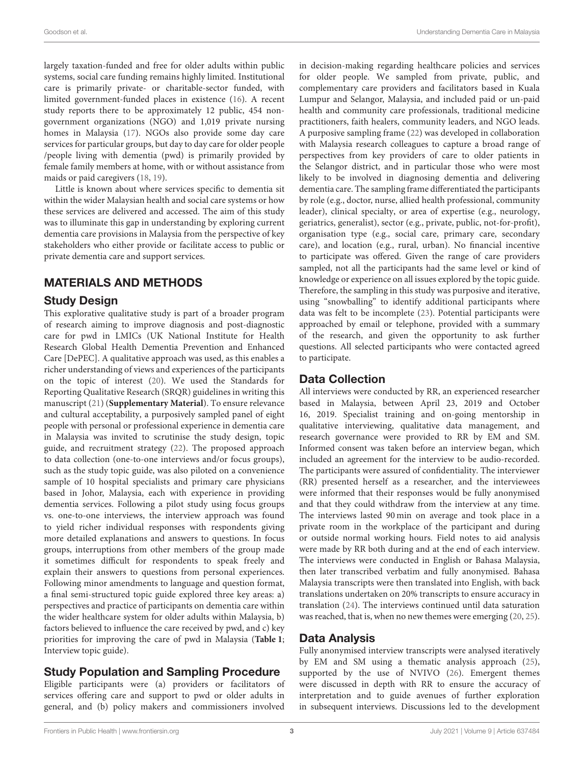largely taxation-funded and free for older adults within public systems, social care funding remains highly limited. Institutional care is primarily private- or charitable-sector funded, with limited government-funded places in existence (16). A recent study reports there to be approximately 12 public, 454 non-government organizations (NGO) and 1,019 private nursing homes in Malaysia (17). NGOs also provide some day care services for particular groups, but day to day care for older people /people living with dementia (pwd) is primarily provided by female family members at home, with or without assistance from maids or paid caregivers (18, 19).

Little is known about where services specific to dementia sit within the wider Malaysian health and social care systems or how these services are delivered and accessed. The aim of this study was to illuminate this gap in understanding by exploring current dementia care provisions in Malaysia from the perspective of key stakeholders who either provide or facilitate access to public or private dementia care and support services.

## MATERIALS AND METHODS

### Study Design

This explorative qualitative study is part of a broader program of research aiming to improve diagnosis and post-diagnostic care for pwd in LMICs (UK National Institute for Health Research Global Health Dementia Prevention and Enhanced Care [DePEC]. A qualitative approach was used, as this enables a richer understanding of views and experiences of the participants on the topic of interest (20). We used the Standards for Reporting Qualitative Research (SRQR) guidelines in writing this manuscript (21) (**Supplementary Material**). To ensure relevance and cultural acceptability, a purposively sampled panel of eight people with personal or professional experience in dementia care in Malaysia was invited to scrutinise the study design, topic guide, and recruitment strategy (22). The proposed approach to data collection (one-to-one interviews and/or focus groups), such as the study topic guide, was also piloted on a convenience sample of 10 hospital specialists and primary care physicians based in Johor, Malaysia, each with experience in providing dementia services. Following a pilot study using focus groups vs. one-to-one interviews, the interview approach was found to yield richer individual responses with respondents giving more detailed explanations and answers to questions. In focus groups, interruptions from other members of the group made it sometimes difficult for respondents to speak freely and explain their answers to questions from personal experiences. Following minor amendments to language and question format, a final semi-structured topic guide explored three key areas: a) perspectives and practice of participants on dementia care within the wider healthcare system for older adults within Malaysia, b) factors believed to influence the care received by pwd, and c) key priorities for improving the care of pwd in Malaysia (**Table 1**; Interview topic guide).

### Study Population and Sampling Procedure

Eligible participants were (a) providers or facilitators of services offering care and support to pwd or older adults in general, and (b) policy makers and commissioners involved in decision-making regarding healthcare policies and services for older people. We sampled from private, public, and complementary care providers and facilitators based in Kuala Lumpur and Selangor, Malaysia, and included paid or un-paid health and community care professionals, traditional medicine practitioners, faith healers, community leaders, and NGO leads. A purposive sampling frame (22) was developed in collaboration with Malaysia research colleagues to capture a broad range of perspectives from key providers of care to older patients in the Selangor district, and in particular those who were most likely to be involved in diagnosing dementia and delivering dementia care. The sampling frame differentiated the participants by role (e.g., doctor, nurse, allied health professional, community leader), clinical specialty, or area of expertise (e.g., neurology, geriatrics, generalist), sector (e.g., private, public, not-for-profit), organisation type (e.g., social care, primary care, secondary care), and location (e.g., rural, urban). No financial incentive to participate was offered. Given the range of care providers sampled, not all the participants had the same level or kind of knowledge or experience on all issues explored by the topic guide. Therefore, the sampling in this study was purposive and iterative, using "snowballing" to identify additional participants where data was felt to be incomplete (23). Potential participants were approached by email or telephone, provided with a summary of the research, and given the opportunity to ask further questions. All selected participants who were contacted agreed to participate.

### Data Collection

All interviews were conducted by RR, an experienced researcher based in Malaysia, between April 23, 2019 and October 16, 2019. Specialist training and on-going mentorship in qualitative interviewing, qualitative data management, and research governance were provided to RR by EM and SM. Informed consent was taken before an interview began, which included an agreement for the interview to be audio-recorded. The participants were assured of confidentiality. The interviewer (RR) presented herself as a researcher, and the interviewees were informed that their responses would be fully anonymised and that they could withdraw from the interview at any time. The interviews lasted 90 min on average and took place in a private room in the workplace of the participant and during or outside normal working hours. Field notes to aid analysis were made by RR both during and at the end of each interview. The interviews were conducted in English or Bahasa Malaysia, then later transcribed verbatim and fully anonymised. Bahasa Malaysia transcripts were then translated into English, with back translations undertaken on 20% transcripts to ensure accuracy in translation (24). The interviews continued until data saturation was reached, that is, when no new themes were emerging (20, 25).

### Data Analysis

Fully anonymised interview transcripts were analysed iteratively by EM and SM using a thematic analysis approach (25), supported by the use of NVIVO (26). Emergent themes were discussed in depth with RR to ensure the accuracy of interpretation and to guide avenues of further exploration in subsequent interviews. Discussions led to the development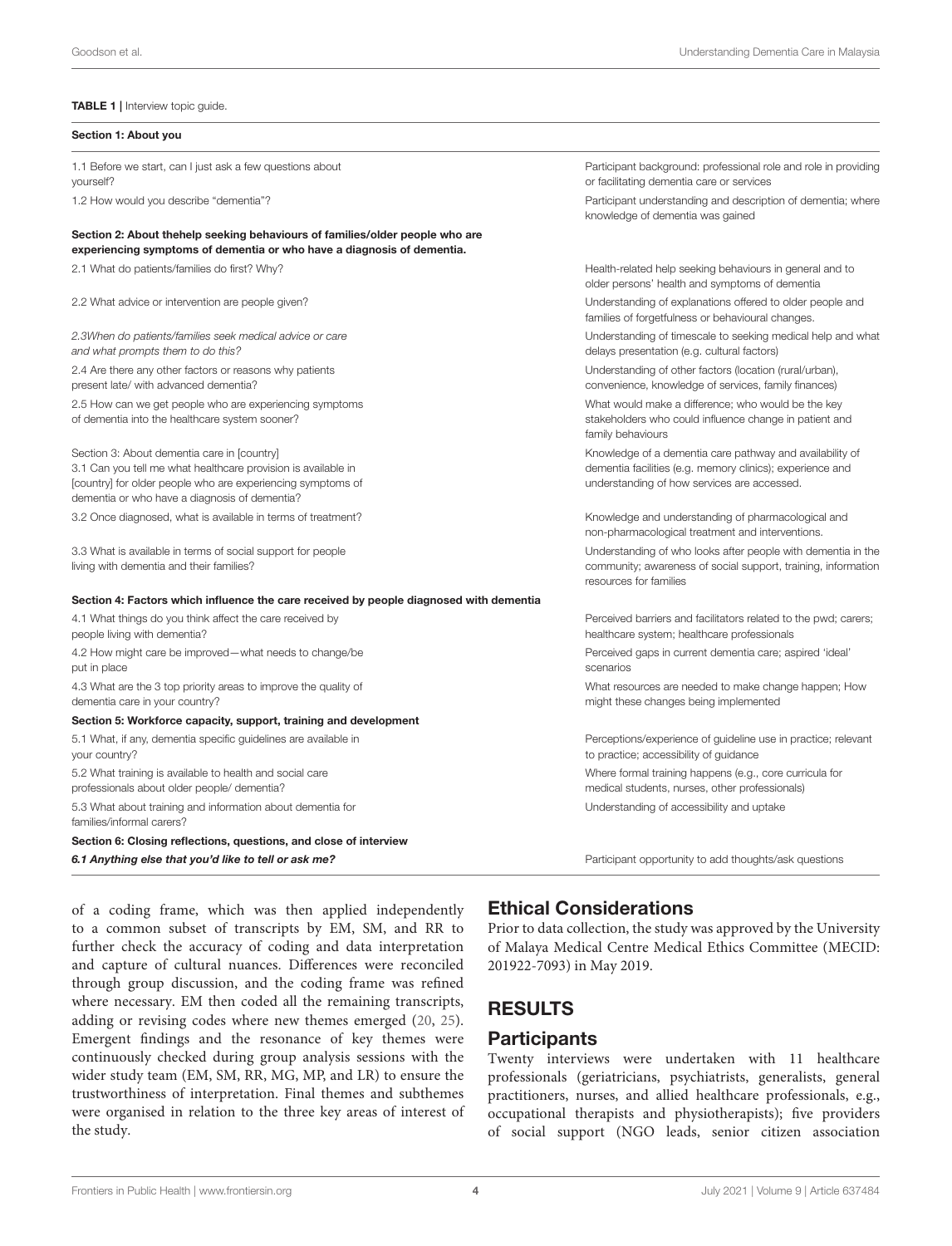**TABLE 1 |** Interview topic guide.

| **Section 1: About you** | |
|---|---|
| 1.1 Before we start, can I just ask a few questions about yourself? | Participant background: professional role and role in providing or facilitating dementia care or services |
| 1.2 How would you describe "dementia"? | Participant understanding and description of dementia; where knowledge of dementia was gained |
| **Section 2: About thehelp seeking behaviours of families/older people who are experiencing symptoms of dementia or who have a diagnosis of dementia.** | |
| 2.1 What do patients/families do first? Why? | Health-related help seeking behaviours in general and to older persons' health and symptoms of dementia |
| 2.2 What advice or intervention are people given? | Understanding of explanations offered to older people and families of forgetfulness or behavioural changes. |
| *2.3When do patients/families seek medical advice or care and what prompts them to do this?* | Understanding of timescale to seeking medical help and what delays presentation (e.g. cultural factors) |
| 2.4 Are there any other factors or reasons why patients present late/ with advanced dementia? | Understanding of other factors (location (rural/urban), convenience, knowledge of services, family finances) |
| 2.5 How can we get people who are experiencing symptoms of dementia into the healthcare system sooner? | What would make a difference; who would be the key stakeholders who could influence change in patient and family behaviours |
| Section 3: About dementia care in [country] 3.1 Can you tell me what healthcare provision is available in [country] for older people who are experiencing symptoms of dementia or who have a diagnosis of dementia? | Knowledge of a dementia care pathway and availability of dementia facilities (e.g. memory clinics); experience and understanding of how services are accessed. |
| 3.2 Once diagnosed, what is available in terms of treatment? | Knowledge and understanding of pharmacological and non-pharmacological treatment and interventions. |
| 3.3 What is available in terms of social support for people living with dementia and their families? | Understanding of who looks after people with dementia in the community; awareness of social support, training, information resources for families |
| **Section 4: Factors which influence the care received by people diagnosed with dementia** | |
| 4.1 What things do you think affect the care received by people living with dementia? | Perceived barriers and facilitators related to the pwd; carers; healthcare system; healthcare professionals |
| 4.2 How might care be improved—what needs to change/be put in place | Perceived gaps in current dementia care; aspired 'ideal' scenarios |
| 4.3 What are the 3 top priority areas to improve the quality of dementia care in your country? | What resources are needed to make change happen; How might these changes being implemented |
| **Section 5: Workforce capacity, support, training and development** | |
| 5.1 What, if any, dementia specific guidelines are available in your country? | Perceptions/experience of guideline use in practice; relevant to practice; accessibility of guidance |
| 5.2 What training is available to health and social care professionals about older people/ dementia? | Where formal training happens (e.g., core curricula for medical students, nurses, other professionals) |
| 5.3 What about training and information about dementia for families/informal carers? | Understanding of accessibility and uptake |
| **Section 6: Closing reflections, questions, and close of interview** | |
| ***6.1 Anything else that you'd like to tell or ask me?*** | Participant opportunity to add thoughts/ask questions |

of a coding frame, which was then applied independently to a common subset of transcripts by EM, SM, and RR to further check the accuracy of coding and data interpretation and capture of cultural nuances. Differences were reconciled through group discussion, and the coding frame was refined where necessary. EM then coded all the remaining transcripts, adding or revising codes where new themes emerged (20, 25). Emergent findings and the resonance of key themes were continuously checked during group analysis sessions with the wider study team (EM, SM, RR, MG, MP, and LR) to ensure the trustworthiness of interpretation. Final themes and subthemes were organised in relation to the three key areas of interest of the study.

## Ethical Considerations

Prior to data collection, the study was approved by the University of Malaya Medical Centre Medical Ethics Committee (MECID: 201922-7093) in May 2019.

# RESULTS

## Participants

Twenty interviews were undertaken with 11 healthcare professionals (geriatricians, psychiatrists, generalists, general practitioners, nurses, and allied healthcare professionals, e.g., occupational therapists and physiotherapists); five providers of social support (NGO leads, senior citizen association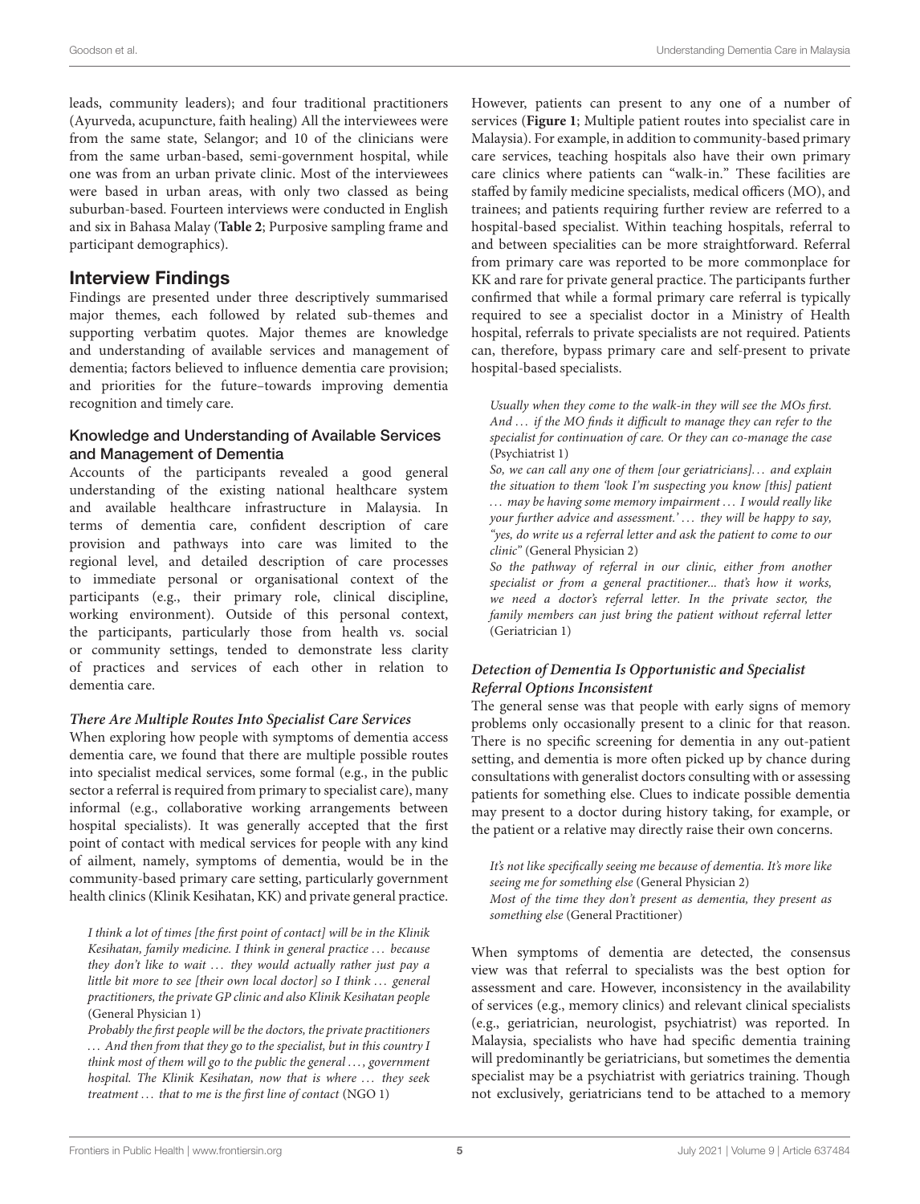leads, community leaders); and four traditional practitioners (Ayurveda, acupuncture, faith healing) All the interviewees were from the same state, Selangor; and 10 of the clinicians were from the same urban-based, semi-government hospital, while one was from an urban private clinic. Most of the interviewees were based in urban areas, with only two classed as being suburban-based. Fourteen interviews were conducted in English and six in Bahasa Malay (**Table 2**; Purposive sampling frame and participant demographics).

## Interview Findings

Findings are presented under three descriptively summarised major themes, each followed by related sub-themes and supporting verbatim quotes. Major themes are knowledge and understanding of available services and management of dementia; factors believed to influence dementia care provision; and priorities for the future–towards improving dementia recognition and timely care.

### Knowledge and Understanding of Available Services and Management of Dementia

Accounts of the participants revealed a good general understanding of the existing national healthcare system and available healthcare infrastructure in Malaysia. In terms of dementia care, confident description of care provision and pathways into care was limited to the regional level, and detailed description of care processes to immediate personal or organisational context of the participants (e.g., their primary role, clinical discipline, working environment). Outside of this personal context, the participants, particularly those from health vs. social or community settings, tended to demonstrate less clarity of practices and services of each other in relation to dementia care.

#### *There Are Multiple Routes Into Specialist Care Services*

When exploring how people with symptoms of dementia access dementia care, we found that there are multiple possible routes into specialist medical services, some formal (e.g., in the public sector a referral is required from primary to specialist care), many informal (e.g., collaborative working arrangements between hospital specialists). It was generally accepted that the first point of contact with medical services for people with any kind of ailment, namely, symptoms of dementia, would be in the community-based primary care setting, particularly government health clinics (Klinik Kesihatan, KK) and private general practice.

*I think a lot of times [the first point of contact] will be in the Klinik Kesihatan, family medicine. I think in general practice … because they don't like to wait … they would actually rather just pay a little bit more to see [their own local doctor] so I think … general practitioners, the private GP clinic and also Klinik Kesihatan people* (General Physician 1)

*Probably the first people will be the doctors, the private practitioners … And then from that they go to the specialist, but in this country I think most of them will go to the public the general …, government hospital. The Klinik Kesihatan, now that is where … they seek treatment … that to me is the first line of contact* (NGO 1)

However, patients can present to any one of a number of services (**Figure 1**; Multiple patient routes into specialist care in Malaysia). For example, in addition to community-based primary care services, teaching hospitals also have their own primary care clinics where patients can "walk-in." These facilities are staffed by family medicine specialists, medical officers (MO), and trainees; and patients requiring further review are referred to a hospital-based specialist. Within teaching hospitals, referral to and between specialities can be more straightforward. Referral from primary care was reported to be more commonplace for KK and rare for private general practice. The participants further confirmed that while a formal primary care referral is typically required to see a specialist doctor in a Ministry of Health hospital, referrals to private specialists are not required. Patients can, therefore, bypass primary care and self-present to private hospital-based specialists.

*Usually when they come to the walk-in they will see the MOs first. And … if the MO finds it difficult to manage they can refer to the specialist for continuation of care. Or they can co-manage the case* (Psychiatrist 1)

*So, we can call any one of them [our geriatricians]… and explain the situation to them 'look I'm suspecting you know [this] patient … may be having some memory impairment … I would really like your further advice and assessment.' … they will be happy to say, "yes, do write us a referral letter and ask the patient to come to our clinic"* (General Physician 2)

*So the pathway of referral in our clinic, either from another specialist or from a general practitioner... that's how it works, we need a doctor's referral letter. In the private sector, the family members can just bring the patient without referral letter* (Geriatrician 1)

#### *Detection of Dementia Is Opportunistic and Specialist Referral Options Inconsistent*

The general sense was that people with early signs of memory problems only occasionally present to a clinic for that reason. There is no specific screening for dementia in any out-patient setting, and dementia is more often picked up by chance during consultations with generalist doctors consulting with or assessing patients for something else. Clues to indicate possible dementia may present to a doctor during history taking, for example, or the patient or a relative may directly raise their own concerns.

*It's not like specifically seeing me because of dementia. It's more like seeing me for something else* (General Physician 2)

*Most of the time they don't present as dementia, they present as something else* (General Practitioner)

When symptoms of dementia are detected, the consensus view was that referral to specialists was the best option for assessment and care. However, inconsistency in the availability of services (e.g., memory clinics) and relevant clinical specialists (e.g., geriatrician, neurologist, psychiatrist) was reported. In Malaysia, specialists who have had specific dementia training will predominantly be geriatricians, but sometimes the dementia specialist may be a psychiatrist with geriatrics training. Though not exclusively, geriatricians tend to be attached to a memory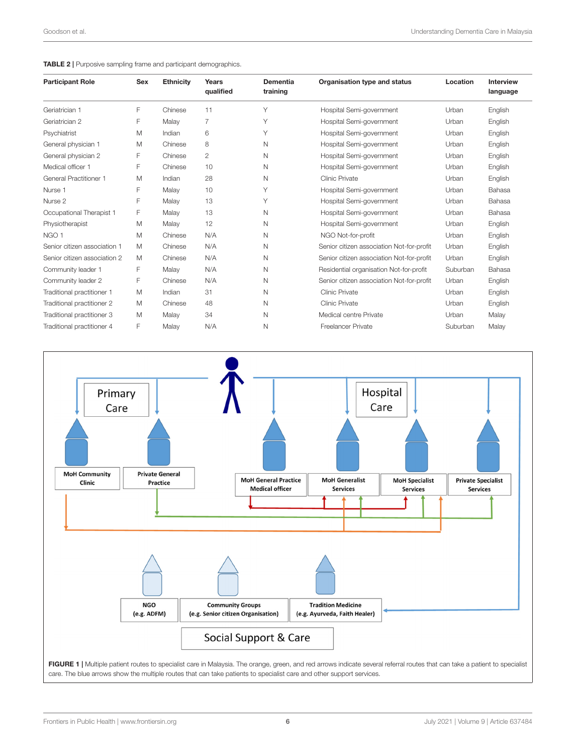**TABLE 2 |** Purposive sampling frame and participant demographics.

| Participant Role | Sex | Ethnicity | Years qualified | Dementia training | Organisation type and status | Location | Interview language |
|---|---|---|---|---|---|---|---|
| Geriatrician 1 | F | Chinese | 11 | Y | Hospital Semi-government | Urban | English |
| Geriatrician 2 | F | Malay | 7 | Y | Hospital Semi-government | Urban | English |
| Psychiatrist | M | Indian | 6 | Y | Hospital Semi-government | Urban | English |
| General physician 1 | M | Chinese | 8 | N | Hospital Semi-government | Urban | English |
| General physician 2 | F | Chinese | 2 | N | Hospital Semi-government | Urban | English |
| Medical officer 1 | F | Chinese | 10 | N | Hospital Semi-government | Urban | English |
| General Practitioner 1 | M | Indian | 28 | N | Clinic Private | Urban | English |
| Nurse 1 | F | Malay | 10 | Y | Hospital Semi-government | Urban | Bahasa |
| Nurse 2 | F | Malay | 13 | Y | Hospital Semi-government | Urban | Bahasa |
| Occupational Therapist 1 | F | Malay | 13 | N | Hospital Semi-government | Urban | Bahasa |
| Physiotherapist | M | Malay | 12 | N | Hospital Semi-government | Urban | English |
| NGO 1 | M | Chinese | N/A | N | NGO Not-for-profit | Urban | English |
| Senior citizen association 1 | M | Chinese | N/A | N | Senior citizen association Not-for-profit | Urban | English |
| Senior citizen association 2 | M | Chinese | N/A | N | Senior citizen association Not-for-profit | Urban | English |
| Community leader 1 | F | Malay | N/A | N | Residential organisation Not-for-profit | Suburban | Bahasa |
| Community leader 2 | F | Chinese | N/A | N | Senior citizen association Not-for-profit | Urban | English |
| Traditional practitioner 1 | M | Indian | 31 | N | Clinic Private | Urban | English |
| Traditional practitioner 2 | M | Chinese | 48 | N | Clinic Private | Urban | English |
| Traditional practitioner 3 | M | Malay | 34 | N | Medical centre Private | Urban | Malay |
| Traditional practitioner 4 | F | Malay | N/A | N | Freelancer Private | Suburban | Malay |

**FIGURE 1 |** Multiple patient routes to specialist care in Malaysia. The orange, green, and red arrows indicate several referral routes that can take a patient to specialist care. The blue arrows show the multiple routes that can take patients to specialist care and other support services.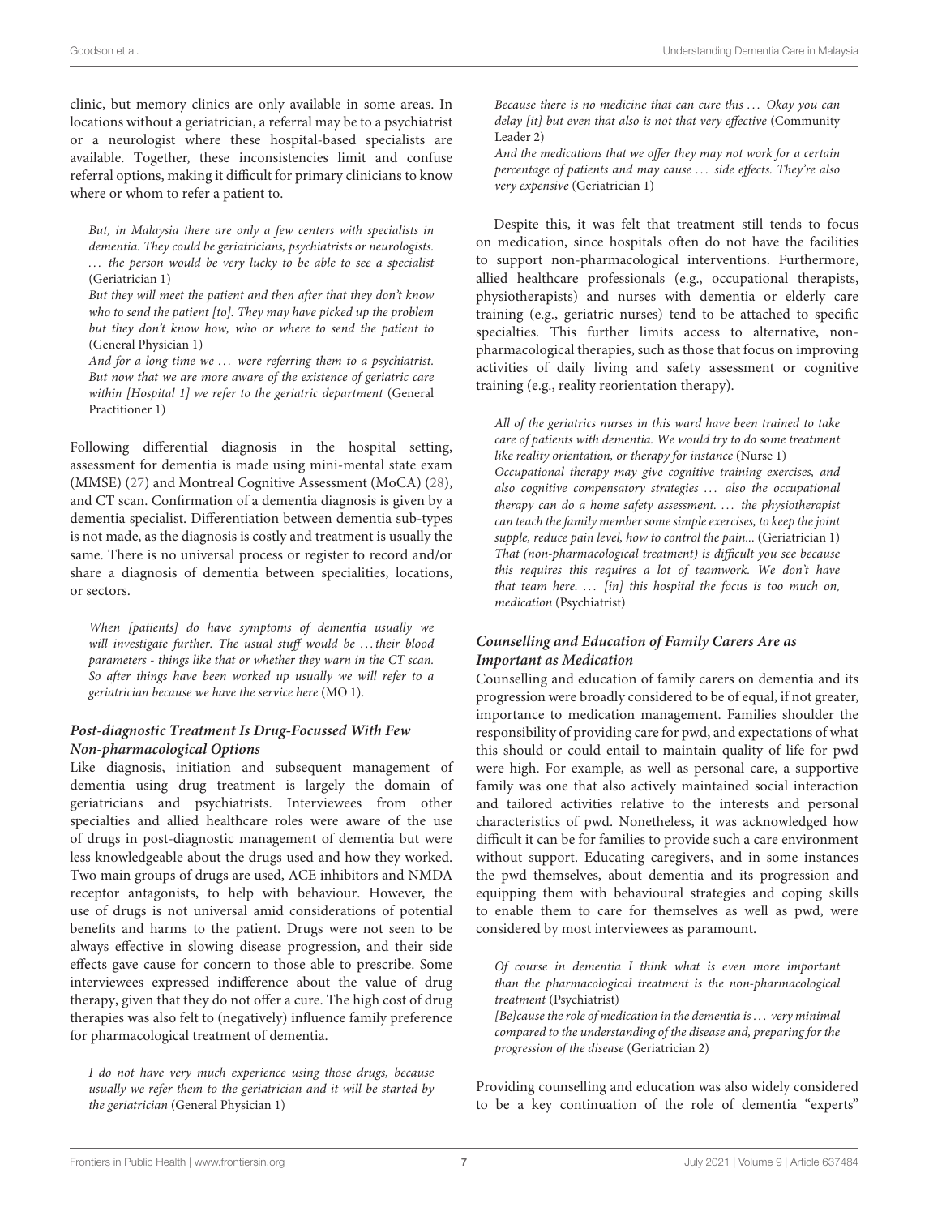clinic, but memory clinics are only available in some areas. In locations without a geriatrician, a referral may be to a psychiatrist or a neurologist where these hospital-based specialists are available. Together, these inconsistencies limit and confuse referral options, making it difficult for primary clinicians to know where or whom to refer a patient to.

> *But, in Malaysia there are only a few centers with specialists in dementia. They could be geriatricians, psychiatrists or neurologists. ... the person would be very lucky to be able to see a specialist* (Geriatrician 1)
>
> *But they will meet the patient and then after that they don't know who to send the patient [to]. They may have picked up the problem but they don't know how, who or where to send the patient to* (General Physician 1)
>
> *And for a long time we ... were referring them to a psychiatrist. But now that we are more aware of the existence of geriatric care within [Hospital 1] we refer to the geriatric department* (General Practitioner 1)

Following differential diagnosis in the hospital setting, assessment for dementia is made using mini-mental state exam (MMSE) (27) and Montreal Cognitive Assessment (MoCA) (28), and CT scan. Confirmation of a dementia diagnosis is given by a dementia specialist. Differentiation between dementia sub-types is not made, as the diagnosis is costly and treatment is usually the same. There is no universal process or register to record and/or share a diagnosis of dementia between specialities, locations, or sectors.

> *When [patients] do have symptoms of dementia usually we will investigate further. The usual stuff would be ...their blood parameters - things like that or whether they warn in the CT scan. So after things have been worked up usually we will refer to a geriatrician because we have the service here* (MO 1).

### *Post-diagnostic Treatment Is Drug-Focussed With Few Non-pharmacological Options*

Like diagnosis, initiation and subsequent management of dementia using drug treatment is largely the domain of geriatricians and psychiatrists. Interviewees from other specialties and allied healthcare roles were aware of the use of drugs in post-diagnostic management of dementia but were less knowledgeable about the drugs used and how they worked. Two main groups of drugs are used, ACE inhibitors and NMDA receptor antagonists, to help with behaviour. However, the use of drugs is not universal amid considerations of potential benefits and harms to the patient. Drugs were not seen to be always effective in slowing disease progression, and their side effects gave cause for concern to those able to prescribe. Some interviewees expressed indifference about the value of drug therapy, given that they do not offer a cure. The high cost of drug therapies was also felt to (negatively) influence family preference for pharmacological treatment of dementia.

> *I do not have very much experience using those drugs, because usually we refer them to the geriatrician and it will be started by the geriatrician* (General Physician 1)
>
> *Because there is no medicine that can cure this ... Okay you can delay [it] but even that also is not that very effective* (Community Leader 2)
>
> *And the medications that we offer they may not work for a certain percentage of patients and may cause ... side effects. They're also very expensive* (Geriatrician 1)

Despite this, it was felt that treatment still tends to focus on medication, since hospitals often do not have the facilities to support non-pharmacological interventions. Furthermore, allied healthcare professionals (e.g., occupational therapists, physiotherapists) and nurses with dementia or elderly care training (e.g., geriatric nurses) tend to be attached to specific specialties. This further limits access to alternative, non-pharmacological therapies, such as those that focus on improving activities of daily living and safety assessment or cognitive training (e.g., reality reorientation therapy).

> *All of the geriatrics nurses in this ward have been trained to take care of patients with dementia. We would try to do some treatment like reality orientation, or therapy for instance* (Nurse 1)
>
> *Occupational therapy may give cognitive training exercises, and also cognitive compensatory strategies ... also the occupational therapy can do a home safety assessment. ... the physiotherapist can teach the family member some simple exercises, to keep the joint supple, reduce pain level, how to control the pain...* (Geriatrician 1)
>
> *That (non-pharmacological treatment) is difficult you see because this requires this requires a lot of teamwork. We don't have that team here. ... [in] this hospital the focus is too much on, medication* (Psychiatrist)

### *Counselling and Education of Family Carers Are as Important as Medication*

Counselling and education of family carers on dementia and its progression were broadly considered to be of equal, if not greater, importance to medication management. Families shoulder the responsibility of providing care for pwd, and expectations of what this should or could entail to maintain quality of life for pwd were high. For example, as well as personal care, a supportive family was one that also actively maintained social interaction and tailored activities relative to the interests and personal characteristics of pwd. Nonetheless, it was acknowledged how difficult it can be for families to provide such a care environment without support. Educating caregivers, and in some instances the pwd themselves, about dementia and its progression and equipping them with behavioural strategies and coping skills to enable them to care for themselves as well as pwd, were considered by most interviewees as paramount.

> *Of course in dementia I think what is even more important than the pharmacological treatment is the non-pharmacological treatment* (Psychiatrist)
>
> *[Be]cause the role of medication in the dementia is ... very minimal compared to the understanding of the disease and, preparing for the progression of the disease* (Geriatrician 2)

Providing counselling and education was also widely considered to be a key continuation of the role of dementia "experts"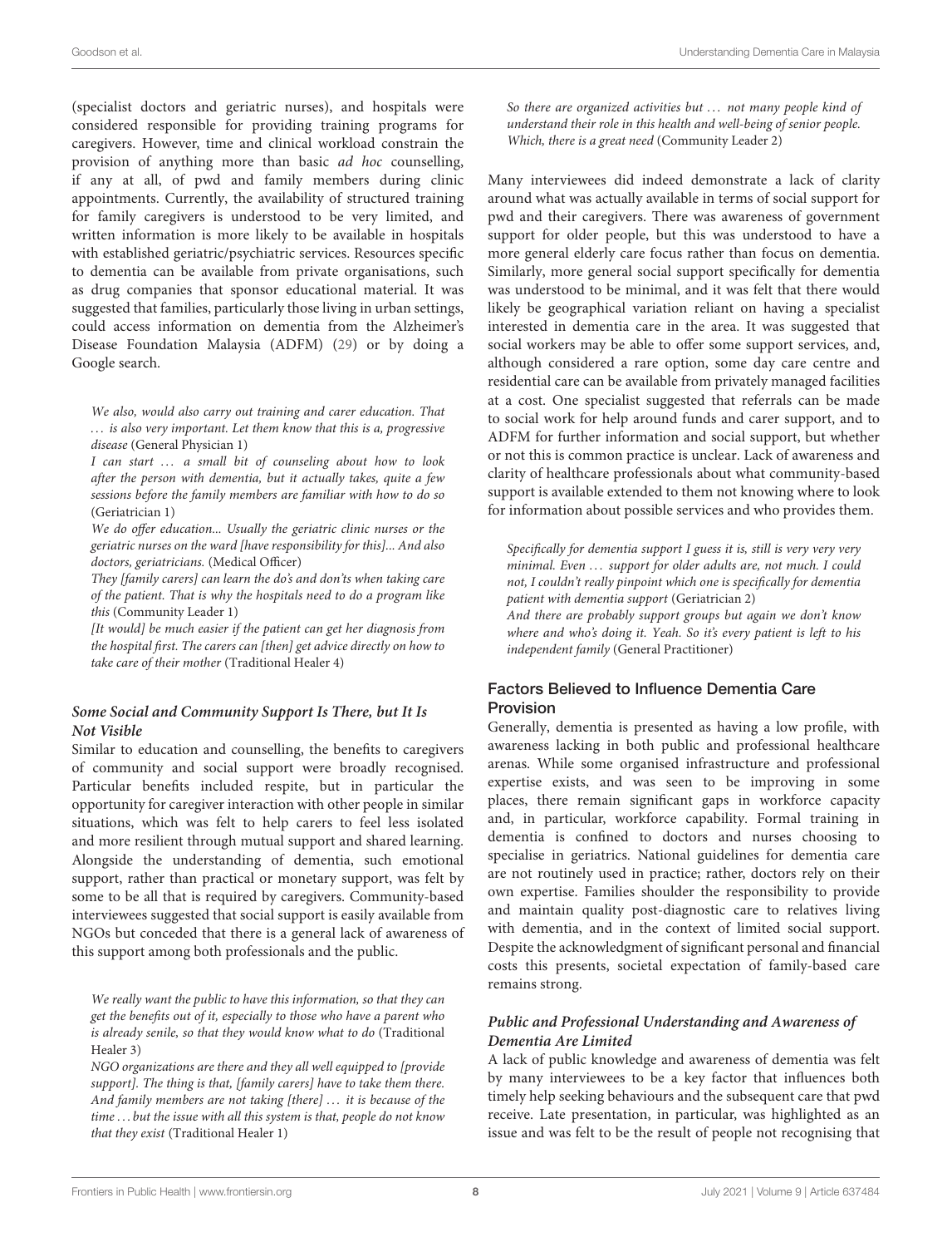(specialist doctors and geriatric nurses), and hospitals were considered responsible for providing training programs for caregivers. However, time and clinical workload constrain the provision of anything more than basic *ad hoc* counselling, if any at all, of pwd and family members during clinic appointments. Currently, the availability of structured training for family caregivers is understood to be very limited, and written information is more likely to be available in hospitals with established geriatric/psychiatric services. Resources specific to dementia can be available from private organisations, such as drug companies that sponsor educational material. It was suggested that families, particularly those living in urban settings, could access information on dementia from the Alzheimer's Disease Foundation Malaysia (ADFM) (29) or by doing a Google search.

> *We also, would also carry out training and carer education. That … is also very important. Let them know that this is a, progressive disease* (General Physician 1)
>
> *I can start … a small bit of counseling about how to look after the person with dementia, but it actually takes, quite a few sessions before the family members are familiar with how to do so* (Geriatrician 1)
>
> *We do offer education... Usually the geriatric clinic nurses or the geriatric nurses on the ward [have responsibility for this]... And also doctors, geriatricians.* (Medical Officer)
>
> *They [family carers] can learn the do's and don'ts when taking care of the patient. That is why the hospitals need to do a program like this* (Community Leader 1)
>
> *[It would] be much easier if the patient can get her diagnosis from the hospital first. The carers can [then] get advice directly on how to take care of their mother* (Traditional Healer 4)

#### *Some Social and Community Support Is There, but It Is Not Visible*

Similar to education and counselling, the benefits to caregivers of community and social support were broadly recognised. Particular benefits included respite, but in particular the opportunity for caregiver interaction with other people in similar situations, which was felt to help carers to feel less isolated and more resilient through mutual support and shared learning. Alongside the understanding of dementia, such emotional support, rather than practical or monetary support, was felt by some to be all that is required by caregivers. Community-based interviewees suggested that social support is easily available from NGOs but conceded that there is a general lack of awareness of this support among both professionals and the public.

> *We really want the public to have this information, so that they can get the benefits out of it, especially to those who have a parent who is already senile, so that they would know what to do* (Traditional Healer 3)
>
> *NGO organizations are there and they all well equipped to [provide support]. The thing is that, [family carers] have to take them there. And family members are not taking [there] … it is because of the time … but the issue with all this system is that, people do not know that they exist* (Traditional Healer 1)
>
> *So there are organized activities but … not many people kind of understand their role in this health and well-being of senior people. Which, there is a great need* (Community Leader 2)

Many interviewees did indeed demonstrate a lack of clarity around what was actually available in terms of social support for pwd and their caregivers. There was awareness of government support for older people, but this was understood to have a more general elderly care focus rather than focus on dementia. Similarly, more general social support specifically for dementia was understood to be minimal, and it was felt that there would likely be geographical variation reliant on having a specialist interested in dementia care in the area. It was suggested that social workers may be able to offer some support services, and, although considered a rare option, some day care centre and residential care can be available from privately managed facilities at a cost. One specialist suggested that referrals can be made to social work for help around funds and carer support, and to ADFM for further information and social support, but whether or not this is common practice is unclear. Lack of awareness and clarity of healthcare professionals about what community-based support is available extended to them not knowing where to look for information about possible services and who provides them.

> *Specifically for dementia support I guess it is, still is very very very minimal. Even … support for older adults are, not much. I could not, I couldn't really pinpoint which one is specifically for dementia patient with dementia support* (Geriatrician 2)
>
> *And there are probably support groups but again we don't know where and who's doing it. Yeah. So it's every patient is left to his independent family* (General Practitioner)

### Factors Believed to Influence Dementia Care Provision

Generally, dementia is presented as having a low profile, with awareness lacking in both public and professional healthcare arenas. While some organised infrastructure and professional expertise exists, and was seen to be improving in some places, there remain significant gaps in workforce capacity and, in particular, workforce capability. Formal training in dementia is confined to doctors and nurses choosing to specialise in geriatrics. National guidelines for dementia care are not routinely used in practice; rather, doctors rely on their own expertise. Families shoulder the responsibility to provide and maintain quality post-diagnostic care to relatives living with dementia, and in the context of limited social support. Despite the acknowledgment of significant personal and financial costs this presents, societal expectation of family-based care remains strong.

#### *Public and Professional Understanding and Awareness of Dementia Are Limited*

A lack of public knowledge and awareness of dementia was felt by many interviewees to be a key factor that influences both timely help seeking behaviours and the subsequent care that pwd receive. Late presentation, in particular, was highlighted as an issue and was felt to be the result of people not recognising that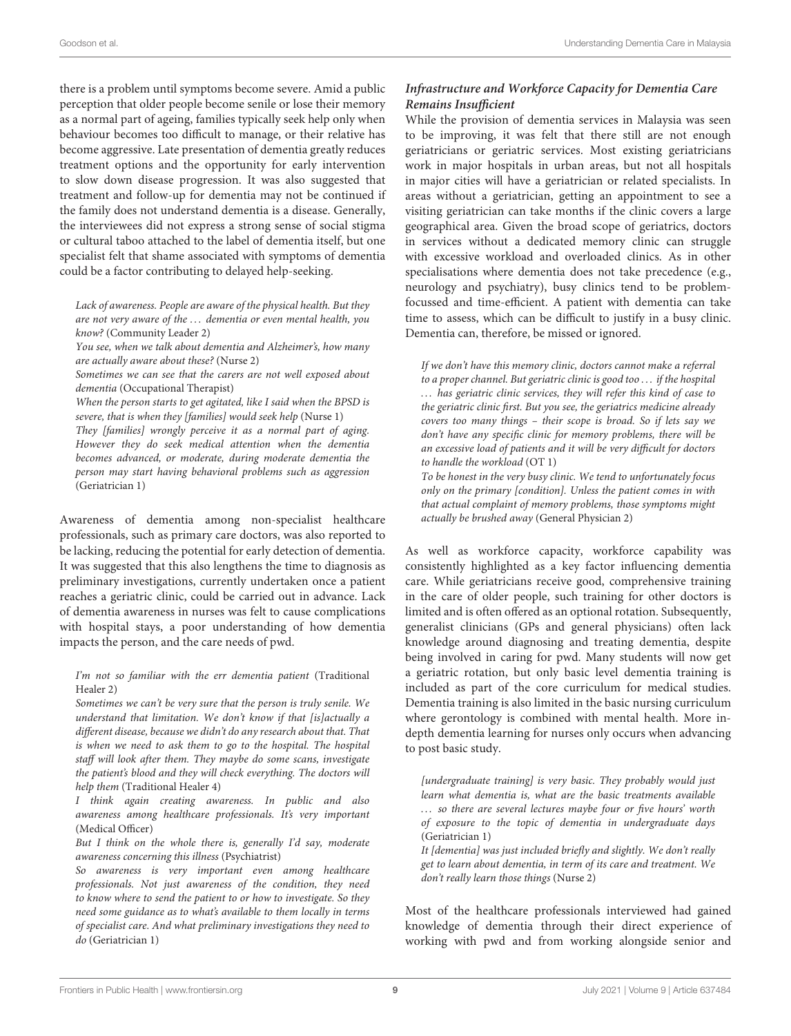there is a problem until symptoms become severe. Amid a public perception that older people become senile or lose their memory as a normal part of ageing, families typically seek help only when behaviour becomes too difficult to manage, or their relative has become aggressive. Late presentation of dementia greatly reduces treatment options and the opportunity for early intervention to slow down disease progression. It was also suggested that treatment and follow-up for dementia may not be continued if the family does not understand dementia is a disease. Generally, the interviewees did not express a strong sense of social stigma or cultural taboo attached to the label of dementia itself, but one specialist felt that shame associated with symptoms of dementia could be a factor contributing to delayed help-seeking.

> *Lack of awareness. People are aware of the physical health. But they are not very aware of the … dementia or even mental health, you know?* (Community Leader 2)
>
> *You see, when we talk about dementia and Alzheimer's, how many are actually aware about these?* (Nurse 2)
>
> *Sometimes we can see that the carers are not well exposed about dementia* (Occupational Therapist)
>
> *When the person starts to get agitated, like I said when the BPSD is severe, that is when they [families] would seek help* (Nurse 1)
>
> *They [families] wrongly perceive it as a normal part of aging. However they do seek medical attention when the dementia becomes advanced, or moderate, during moderate dementia the person may start having behavioral problems such as aggression* (Geriatrician 1)

Awareness of dementia among non-specialist healthcare professionals, such as primary care doctors, was also reported to be lacking, reducing the potential for early detection of dementia. It was suggested that this also lengthens the time to diagnosis as preliminary investigations, currently undertaken once a patient reaches a geriatric clinic, could be carried out in advance. Lack of dementia awareness in nurses was felt to cause complications with hospital stays, a poor understanding of how dementia impacts the person, and the care needs of pwd.

> *I'm not so familiar with the err dementia patient* (Traditional Healer 2)
>
> *Sometimes we can't be very sure that the person is truly senile. We understand that limitation. We don't know if that [is]actually a different disease, because we didn't do any research about that. That is when we need to ask them to go to the hospital. The hospital staff will look after them. They maybe do some scans, investigate the patient's blood and they will check everything. The doctors will help them* (Traditional Healer 4)
>
> *I think again creating awareness. In public and also awareness among healthcare professionals. It's very important* (Medical Officer)
>
> *But I think on the whole there is, generally I'd say, moderate awareness concerning this illness* (Psychiatrist)
>
> *So awareness is very important even among healthcare professionals. Not just awareness of the condition, they need to know where to send the patient to or how to investigate. So they need some guidance as to what's available to them locally in terms of specialist care. And what preliminary investigations they need to do* (Geriatrician 1)

#### *Infrastructure and Workforce Capacity for Dementia Care Remains Insufficient*

While the provision of dementia services in Malaysia was seen to be improving, it was felt that there still are not enough geriatricians or geriatric services. Most existing geriatricians work in major hospitals in urban areas, but not all hospitals in major cities will have a geriatrician or related specialists. In areas without a geriatrician, getting an appointment to see a visiting geriatrician can take months if the clinic covers a large geographical area. Given the broad scope of geriatrics, doctors in services without a dedicated memory clinic can struggle with excessive workload and overloaded clinics. As in other specialisations where dementia does not take precedence (e.g., neurology and psychiatry), busy clinics tend to be problem-focussed and time-efficient. A patient with dementia can take time to assess, which can be difficult to justify in a busy clinic. Dementia can, therefore, be missed or ignored.

> *If we don't have this memory clinic, doctors cannot make a referral to a proper channel. But geriatric clinic is good too … if the hospital … has geriatric clinic services, they will refer this kind of case to the geriatric clinic first. But you see, the geriatrics medicine already covers too many things – their scope is broad. So if lets say we don't have any specific clinic for memory problems, there will be an excessive load of patients and it will be very difficult for doctors to handle the workload* (OT 1)
>
> *To be honest in the very busy clinic. We tend to unfortunately focus only on the primary [condition]. Unless the patient comes in with that actual complaint of memory problems, those symptoms might actually be brushed away* (General Physician 2)

As well as workforce capacity, workforce capability was consistently highlighted as a key factor influencing dementia care. While geriatricians receive good, comprehensive training in the care of older people, such training for other doctors is limited and is often offered as an optional rotation. Subsequently, generalist clinicians (GPs and general physicians) often lack knowledge around diagnosing and treating dementia, despite being involved in caring for pwd. Many students will now get a geriatric rotation, but only basic level dementia training is included as part of the core curriculum for medical studies. Dementia training is also limited in the basic nursing curriculum where gerontology is combined with mental health. More in-depth dementia learning for nurses only occurs when advancing to post basic study.

> *[undergraduate training] is very basic. They probably would just learn what dementia is, what are the basic treatments available … so there are several lectures maybe four or five hours' worth of exposure to the topic of dementia in undergraduate days* (Geriatrician 1)
>
> *It [dementia] was just included briefly and slightly. We don't really get to learn about dementia, in term of its care and treatment. We don't really learn those things* (Nurse 2)

Most of the healthcare professionals interviewed had gained knowledge of dementia through their direct experience of working with pwd and from working alongside senior and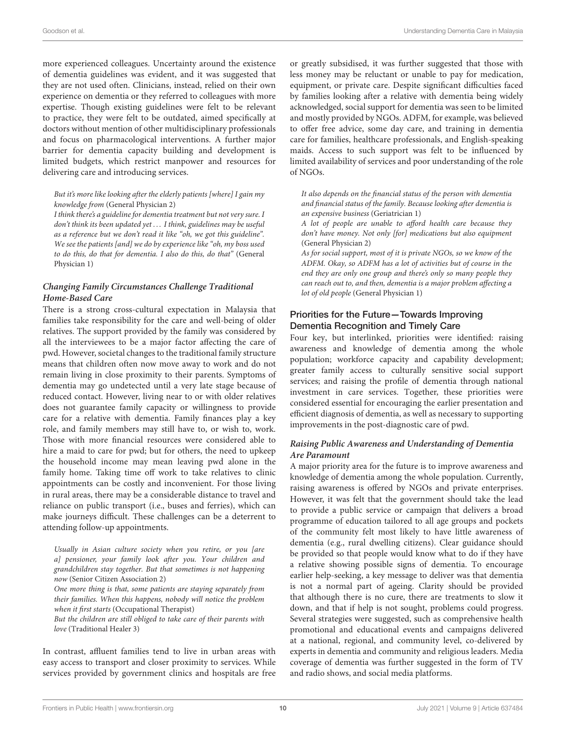more experienced colleagues. Uncertainty around the existence of dementia guidelines was evident, and it was suggested that they are not used often. Clinicians, instead, relied on their own experience on dementia or they referred to colleagues with more expertise. Though existing guidelines were felt to be relevant to practice, they were felt to be outdated, aimed specifically at doctors without mention of other multidisciplinary professionals and focus on pharmacological interventions. A further major barrier for dementia capacity building and development is limited budgets, which restrict manpower and resources for delivering care and introducing services.

*But it's more like looking after the elderly patients [where] I gain my knowledge from* (General Physician 2)

*I think there's a guideline for dementia treatment but not very sure. I don't think its been updated yet . . . I think, guidelines may be useful as a reference but we don't read it like "oh, we got this guideline". We see the patients [and] we do by experience like "oh, my boss used to do this, do that for dementia. I also do this, do that"* (General Physician 1)

#### *Changing Family Circumstances Challenge Traditional Home-Based Care*

There is a strong cross-cultural expectation in Malaysia that families take responsibility for the care and well-being of older relatives. The support provided by the family was considered by all the interviewees to be a major factor affecting the care of pwd. However, societal changes to the traditional family structure means that children often now move away to work and do not remain living in close proximity to their parents. Symptoms of dementia may go undetected until a very late stage because of reduced contact. However, living near to or with older relatives does not guarantee family capacity or willingness to provide care for a relative with dementia. Family finances play a key role, and family members may still have to, or wish to, work. Those with more financial resources were considered able to hire a maid to care for pwd; but for others, the need to upkeep the household income may mean leaving pwd alone in the family home. Taking time off work to take relatives to clinic appointments can be costly and inconvenient. For those living in rural areas, there may be a considerable distance to travel and reliance on public transport (i.e., buses and ferries), which can make journeys difficult. These challenges can be a deterrent to attending follow-up appointments.

*Usually in Asian culture society when you retire, or you [are a] pensioner, your family look after you. Your children and grandchildren stay together. But that sometimes is not happening now* (Senior Citizen Association 2)

*One more thing is that, some patients are staying separately from their families. When this happens, nobody will notice the problem when it first starts* (Occupational Therapist)

*But the children are still obliged to take care of their parents with love* (Traditional Healer 3)

In contrast, affluent families tend to live in urban areas with easy access to transport and closer proximity to services. While services provided by government clinics and hospitals are free or greatly subsidised, it was further suggested that those with less money may be reluctant or unable to pay for medication, equipment, or private care. Despite significant difficulties faced by families looking after a relative with dementia being widely acknowledged, social support for dementia was seen to be limited and mostly provided by NGOs. ADFM, for example, was believed to offer free advice, some day care, and training in dementia care for families, healthcare professionals, and English-speaking maids. Access to such support was felt to be influenced by limited availability of services and poor understanding of the role of NGOs.

*It also depends on the financial status of the person with dementia and financial status of the family. Because looking after dementia is an expensive business* (Geriatrician 1)

*A lot of people are unable to afford health care because they don't have money. Not only [for] medications but also equipment* (General Physician 2)

*As for social support, most of it is private NGOs, so we know of the ADFM. Okay, so ADFM has a lot of activities but of course in the end they are only one group and there's only so many people they can reach out to, and then, dementia is a major problem affecting a lot of old people* (General Physician 1)

### Priorities for the Future—Towards Improving Dementia Recognition and Timely Care

Four key, but interlinked, priorities were identified: raising awareness and knowledge of dementia among the whole population; workforce capacity and capability development; greater family access to culturally sensitive social support services; and raising the profile of dementia through national investment in care services. Together, these priorities were considered essential for encouraging the earlier presentation and efficient diagnosis of dementia, as well as necessary to supporting improvements in the post-diagnostic care of pwd.

#### *Raising Public Awareness and Understanding of Dementia Are Paramount*

A major priority area for the future is to improve awareness and knowledge of dementia among the whole population. Currently, raising awareness is offered by NGOs and private enterprises. However, it was felt that the government should take the lead to provide a public service or campaign that delivers a broad programme of education tailored to all age groups and pockets of the community felt most likely to have little awareness of dementia (e.g., rural dwelling citizens). Clear guidance should be provided so that people would know what to do if they have a relative showing possible signs of dementia. To encourage earlier help-seeking, a key message to deliver was that dementia is not a normal part of ageing. Clarity should be provided that although there is no cure, there are treatments to slow it down, and that if help is not sought, problems could progress. Several strategies were suggested, such as comprehensive health promotional and educational events and campaigns delivered at a national, regional, and community level, co-delivered by experts in dementia and community and religious leaders. Media coverage of dementia was further suggested in the form of TV and radio shows, and social media platforms.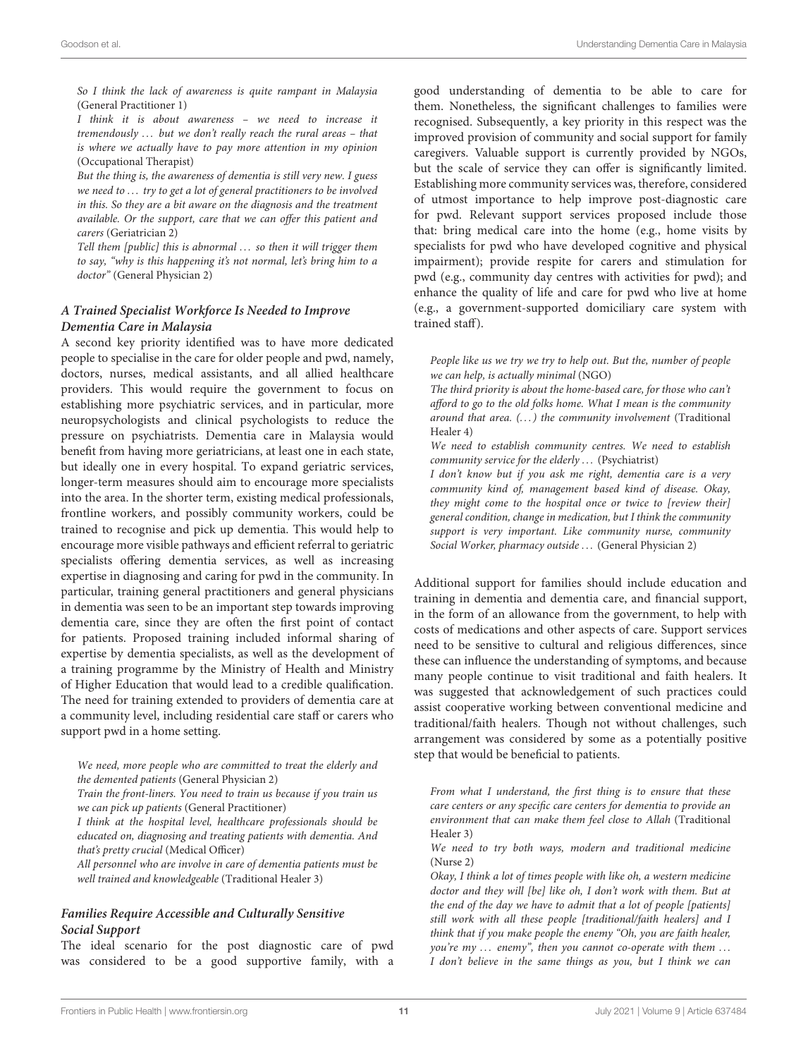*So I think the lack of awareness is quite rampant in Malaysia* (General Practitioner 1)

*I think it is about awareness – we need to increase it tremendously ... but we don't really reach the rural areas – that is where we actually have to pay more attention in my opinion* (Occupational Therapist)

*But the thing is, the awareness of dementia is still very new. I guess we need to ... try to get a lot of general practitioners to be involved in this. So they are a bit aware on the diagnosis and the treatment available. Or the support, care that we can offer this patient and carers* (Geriatrician 2)

*Tell them [public] this is abnormal ... so then it will trigger them to say, "why is this happening it's not normal, let's bring him to a doctor"* (General Physician 2)

### *A Trained Specialist Workforce Is Needed to Improve Dementia Care in Malaysia*

A second key priority identified was to have more dedicated people to specialise in the care for older people and pwd, namely, doctors, nurses, medical assistants, and all allied healthcare providers. This would require the government to focus on establishing more psychiatric services, and in particular, more neuropsychologists and clinical psychologists to reduce the pressure on psychiatrists. Dementia care in Malaysia would benefit from having more geriatricians, at least one in each state, but ideally one in every hospital. To expand geriatric services, longer-term measures should aim to encourage more specialists into the area. In the shorter term, existing medical professionals, frontline workers, and possibly community workers, could be trained to recognise and pick up dementia. This would help to encourage more visible pathways and efficient referral to geriatric specialists offering dementia services, as well as increasing expertise in diagnosing and caring for pwd in the community. In particular, training general practitioners and general physicians in dementia was seen to be an important step towards improving dementia care, since they are often the first point of contact for patients. Proposed training included informal sharing of expertise by dementia specialists, as well as the development of a training programme by the Ministry of Health and Ministry of Higher Education that would lead to a credible qualification. The need for training extended to providers of dementia care at a community level, including residential care staff or carers who support pwd in a home setting.

*We need, more people who are committed to treat the elderly and the demented patients* (General Physician 2)

*Train the front-liners. You need to train us because if you train us we can pick up patients* (General Practitioner)

*I think at the hospital level, healthcare professionals should be educated on, diagnosing and treating patients with dementia. And that's pretty crucial* (Medical Officer)

*All personnel who are involve in care of dementia patients must be well trained and knowledgeable* (Traditional Healer 3)

### *Families Require Accessible and Culturally Sensitive Social Support*

The ideal scenario for the post diagnostic care of pwd was considered to be a good supportive family, with a good understanding of dementia to be able to care for them. Nonetheless, the significant challenges to families were recognised. Subsequently, a key priority in this respect was the improved provision of community and social support for family caregivers. Valuable support is currently provided by NGOs, but the scale of service they can offer is significantly limited. Establishing more community services was, therefore, considered of utmost importance to help improve post-diagnostic care for pwd. Relevant support services proposed include those that: bring medical care into the home (e.g., home visits by specialists for pwd who have developed cognitive and physical impairment); provide respite for carers and stimulation for pwd (e.g., community day centres with activities for pwd); and enhance the quality of life and care for pwd who live at home (e.g., a government-supported domiciliary care system with trained staff).

*People like us we try we try to help out. But the, number of people we can help, is actually minimal* (NGO)

*The third priority is about the home-based care, for those who can't afford to go to the old folks home. What I mean is the community around that area. (...) the community involvement* (Traditional Healer 4)

*We need to establish community centres. We need to establish community service for the elderly ...* (Psychiatrist)

*I don't know but if you ask me right, dementia care is a very community kind of, management based kind of disease. Okay, they might come to the hospital once or twice to [review their] general condition, change in medication, but I think the community support is very important. Like community nurse, community Social Worker, pharmacy outside ...* (General Physician 2)

Additional support for families should include education and training in dementia and dementia care, and financial support, in the form of an allowance from the government, to help with costs of medications and other aspects of care. Support services need to be sensitive to cultural and religious differences, since these can influence the understanding of symptoms, and because many people continue to visit traditional and faith healers. It was suggested that acknowledgement of such practices could assist cooperative working between conventional medicine and traditional/faith healers. Though not without challenges, such arrangement was considered by some as a potentially positive step that would be beneficial to patients.

*From what I understand, the first thing is to ensure that these care centers or any specific care centers for dementia to provide an environment that can make them feel close to Allah* (Traditional Healer 3)

*We need to try both ways, modern and traditional medicine* (Nurse 2)

*Okay, I think a lot of times people with like oh, a western medicine doctor and they will [be] like oh, I don't work with them. But at the end of the day we have to admit that a lot of people [patients] still work with all these people [traditional/faith healers] and I think that if you make people the enemy "Oh, you are faith healer, you're my ... enemy", then you cannot co-operate with them ... I don't believe in the same things as you, but I think we can*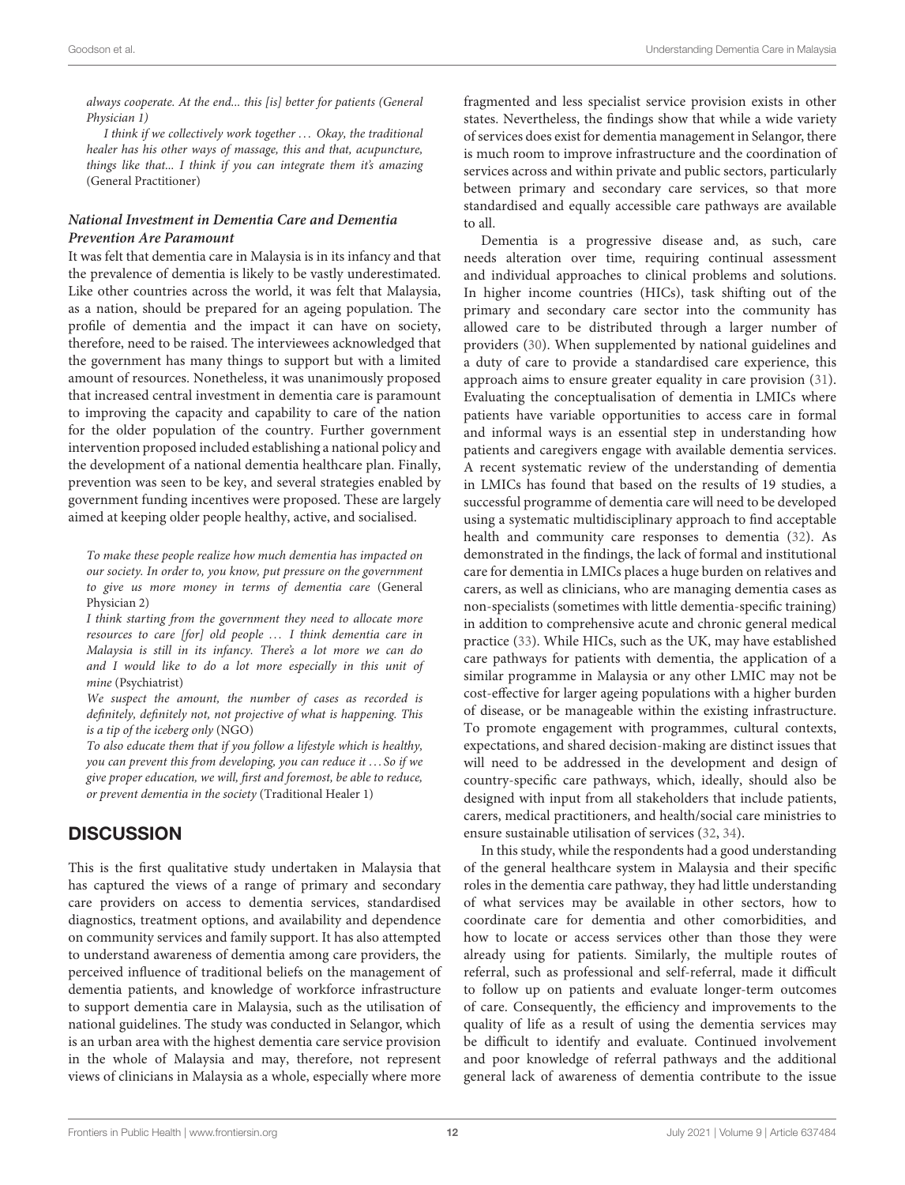*always cooperate. At the end... this [is] better for patients (General Physician 1)*

*I think if we collectively work together . . . Okay, the traditional healer has his other ways of massage, this and that, acupuncture, things like that... I think if you can integrate them it's amazing* (General Practitioner)

#### *National Investment in Dementia Care and Dementia Prevention Are Paramount*

It was felt that dementia care in Malaysia is in its infancy and that the prevalence of dementia is likely to be vastly underestimated. Like other countries across the world, it was felt that Malaysia, as a nation, should be prepared for an ageing population. The profile of dementia and the impact it can have on society, therefore, need to be raised. The interviewees acknowledged that the government has many things to support but with a limited amount of resources. Nonetheless, it was unanimously proposed that increased central investment in dementia care is paramount to improving the capacity and capability to care of the nation for the older population of the country. Further government intervention proposed included establishing a national policy and the development of a national dementia healthcare plan. Finally, prevention was seen to be key, and several strategies enabled by government funding incentives were proposed. These are largely aimed at keeping older people healthy, active, and socialised.

*To make these people realize how much dementia has impacted on our society. In order to, you know, put pressure on the government to give us more money in terms of dementia care* (General Physician 2)

*I think starting from the government they need to allocate more resources to care [for] old people . . . I think dementia care in Malaysia is still in its infancy. There's a lot more we can do and I would like to do a lot more especially in this unit of mine* (Psychiatrist)

*We suspect the amount, the number of cases as recorded is definitely, definitely not, not projective of what is happening. This is a tip of the iceberg only* (NGO)

*To also educate them that if you follow a lifestyle which is healthy, you can prevent this from developing, you can reduce it . . . So if we give proper education, we will, first and foremost, be able to reduce, or prevent dementia in the society* (Traditional Healer 1)

## DISCUSSION

This is the first qualitative study undertaken in Malaysia that has captured the views of a range of primary and secondary care providers on access to dementia services, standardised diagnostics, treatment options, and availability and dependence on community services and family support. It has also attempted to understand awareness of dementia among care providers, the perceived influence of traditional beliefs on the management of dementia patients, and knowledge of workforce infrastructure to support dementia care in Malaysia, such as the utilisation of national guidelines. The study was conducted in Selangor, which is an urban area with the highest dementia care service provision in the whole of Malaysia and may, therefore, not represent views of clinicians in Malaysia as a whole, especially where more fragmented and less specialist service provision exists in other states. Nevertheless, the findings show that while a wide variety of services does exist for dementia management in Selangor, there is much room to improve infrastructure and the coordination of services across and within private and public sectors, particularly between primary and secondary care services, so that more standardised and equally accessible care pathways are available to all.

Dementia is a progressive disease and, as such, care needs alteration over time, requiring continual assessment and individual approaches to clinical problems and solutions. In higher income countries (HICs), task shifting out of the primary and secondary care sector into the community has allowed care to be distributed through a larger number of providers (30). When supplemented by national guidelines and a duty of care to provide a standardised care experience, this approach aims to ensure greater equality in care provision (31). Evaluating the conceptualisation of dementia in LMICs where patients have variable opportunities to access care in formal and informal ways is an essential step in understanding how patients and caregivers engage with available dementia services. A recent systematic review of the understanding of dementia in LMICs has found that based on the results of 19 studies, a successful programme of dementia care will need to be developed using a systematic multidisciplinary approach to find acceptable health and community care responses to dementia (32). As demonstrated in the findings, the lack of formal and institutional care for dementia in LMICs places a huge burden on relatives and carers, as well as clinicians, who are managing dementia cases as non-specialists (sometimes with little dementia-specific training) in addition to comprehensive acute and chronic general medical practice (33). While HICs, such as the UK, may have established care pathways for patients with dementia, the application of a similar programme in Malaysia or any other LMIC may not be cost-effective for larger ageing populations with a higher burden of disease, or be manageable within the existing infrastructure. To promote engagement with programmes, cultural contexts, expectations, and shared decision-making are distinct issues that will need to be addressed in the development and design of country-specific care pathways, which, ideally, should also be designed with input from all stakeholders that include patients, carers, medical practitioners, and health/social care ministries to ensure sustainable utilisation of services (32, 34).

In this study, while the respondents had a good understanding of the general healthcare system in Malaysia and their specific roles in the dementia care pathway, they had little understanding of what services may be available in other sectors, how to coordinate care for dementia and other comorbidities, and how to locate or access services other than those they were already using for patients. Similarly, the multiple routes of referral, such as professional and self-referral, made it difficult to follow up on patients and evaluate longer-term outcomes of care. Consequently, the efficiency and improvements to the quality of life as a result of using the dementia services may be difficult to identify and evaluate. Continued involvement and poor knowledge of referral pathways and the additional general lack of awareness of dementia contribute to the issue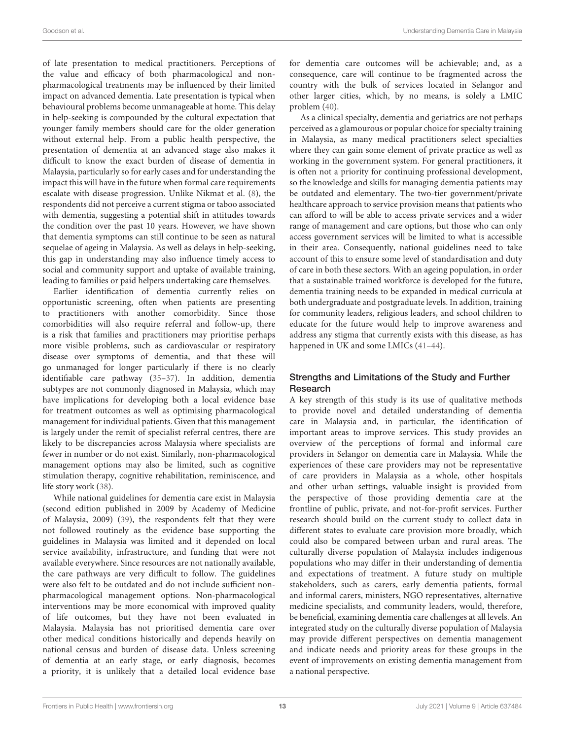of late presentation to medical practitioners. Perceptions of the value and efficacy of both pharmacological and non-pharmacological treatments may be influenced by their limited impact on advanced dementia. Late presentation is typical when behavioural problems become unmanageable at home. This delay in help-seeking is compounded by the cultural expectation that younger family members should care for the older generation without external help. From a public health perspective, the presentation of dementia at an advanced stage also makes it difficult to know the exact burden of disease of dementia in Malaysia, particularly so for early cases and for understanding the impact this will have in the future when formal care requirements escalate with disease progression. Unlike Nikmat et al. (8), the respondents did not perceive a current stigma or taboo associated with dementia, suggesting a potential shift in attitudes towards the condition over the past 10 years. However, we have shown that dementia symptoms can still continue to be seen as natural sequelae of ageing in Malaysia. As well as delays in help-seeking, this gap in understanding may also influence timely access to social and community support and uptake of available training, leading to families or paid helpers undertaking care themselves.

Earlier identification of dementia currently relies on opportunistic screening, often when patients are presenting to practitioners with another comorbidity. Since those comorbidities will also require referral and follow-up, there is a risk that families and practitioners may prioritise perhaps more visible problems, such as cardiovascular or respiratory disease over symptoms of dementia, and that these will go unmanaged for longer particularly if there is no clearly identifiable care pathway (35–37). In addition, dementia subtypes are not commonly diagnosed in Malaysia, which may have implications for developing both a local evidence base for treatment outcomes as well as optimising pharmacological management for individual patients. Given that this management is largely under the remit of specialist referral centres, there are likely to be discrepancies across Malaysia where specialists are fewer in number or do not exist. Similarly, non-pharmacological management options may also be limited, such as cognitive stimulation therapy, cognitive rehabilitation, reminiscence, and life story work (38).

While national guidelines for dementia care exist in Malaysia (second edition published in 2009 by Academy of Medicine of Malaysia, 2009) (39), the respondents felt that they were not followed routinely as the evidence base supporting the guidelines in Malaysia was limited and it depended on local service availability, infrastructure, and funding that were not available everywhere. Since resources are not nationally available, the care pathways are very difficult to follow. The guidelines were also felt to be outdated and do not include sufficient non-pharmacological management options. Non-pharmacological interventions may be more economical with improved quality of life outcomes, but they have not been evaluated in Malaysia. Malaysia has not prioritised dementia care over other medical conditions historically and depends heavily on national census and burden of disease data. Unless screening of dementia at an early stage, or early diagnosis, becomes a priority, it is unlikely that a detailed local evidence base for dementia care outcomes will be achievable; and, as a consequence, care will continue to be fragmented across the country with the bulk of services located in Selangor and other larger cities, which, by no means, is solely a LMIC problem (40).

As a clinical specialty, dementia and geriatrics are not perhaps perceived as a glamourous or popular choice for specialty training in Malaysia, as many medical practitioners select specialties where they can gain some element of private practice as well as working in the government system. For general practitioners, it is often not a priority for continuing professional development, so the knowledge and skills for managing dementia patients may be outdated and elementary. The two-tier government/private healthcare approach to service provision means that patients who can afford to will be able to access private services and a wider range of management and care options, but those who can only access government services will be limited to what is accessible in their area. Consequently, national guidelines need to take account of this to ensure some level of standardisation and duty of care in both these sectors. With an ageing population, in order that a sustainable trained workforce is developed for the future, dementia training needs to be expanded in medical curricula at both undergraduate and postgraduate levels. In addition, training for community leaders, religious leaders, and school children to educate for the future would help to improve awareness and address any stigma that currently exists with this disease, as has happened in UK and some LMICs (41–44).

## Strengths and Limitations of the Study and Further Research

A key strength of this study is its use of qualitative methods to provide novel and detailed understanding of dementia care in Malaysia and, in particular, the identification of important areas to improve services. This study provides an overview of the perceptions of formal and informal care providers in Selangor on dementia care in Malaysia. While the experiences of these care providers may not be representative of care providers in Malaysia as a whole, other hospitals and other urban settings, valuable insight is provided from the perspective of those providing dementia care at the frontline of public, private, and not-for-profit services. Further research should build on the current study to collect data in different states to evaluate care provision more broadly, which could also be compared between urban and rural areas. The culturally diverse population of Malaysia includes indigenous populations who may differ in their understanding of dementia and expectations of treatment. A future study on multiple stakeholders, such as carers, early dementia patients, formal and informal carers, ministers, NGO representatives, alternative medicine specialists, and community leaders, would, therefore, be beneficial, examining dementia care challenges at all levels. An integrated study on the culturally diverse population of Malaysia may provide different perspectives on dementia management and indicate needs and priority areas for these groups in the event of improvements on existing dementia management from a national perspective.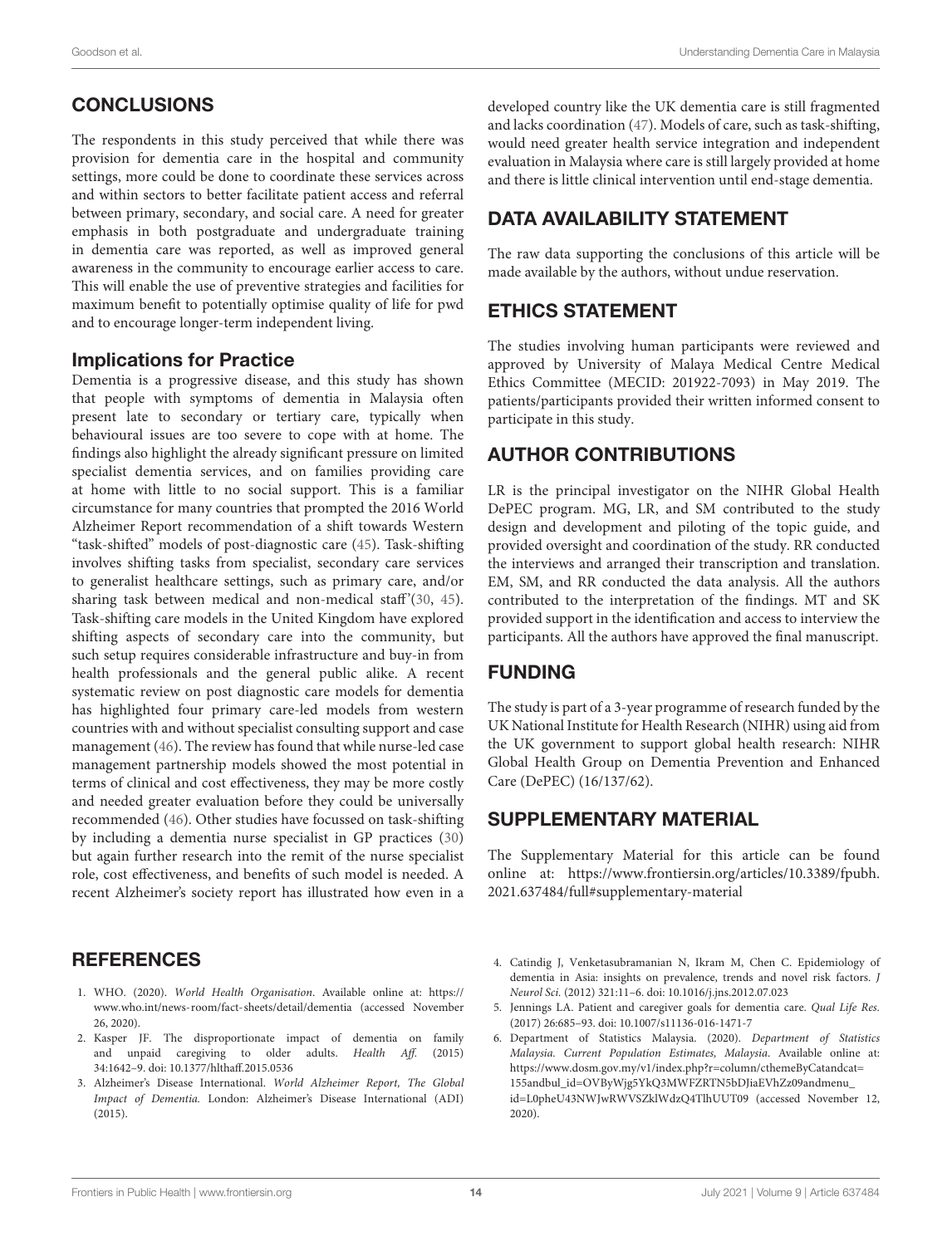## CONCLUSIONS

The respondents in this study perceived that while there was provision for dementia care in the hospital and community settings, more could be done to coordinate these services across and within sectors to better facilitate patient access and referral between primary, secondary, and social care. A need for greater emphasis in both postgraduate and undergraduate training in dementia care was reported, as well as improved general awareness in the community to encourage earlier access to care. This will enable the use of preventive strategies and facilities for maximum benefit to potentially optimise quality of life for pwd and to encourage longer-term independent living.

### Implications for Practice

Dementia is a progressive disease, and this study has shown that people with symptoms of dementia in Malaysia often present late to secondary or tertiary care, typically when behavioural issues are too severe to cope with at home. The findings also highlight the already significant pressure on limited specialist dementia services, and on families providing care at home with little to no social support. This is a familiar circumstance for many countries that prompted the 2016 World Alzheimer Report recommendation of a shift towards Western "task-shifted" models of post-diagnostic care (45). Task-shifting involves shifting tasks from specialist, secondary care services to generalist healthcare settings, such as primary care, and/or sharing task between medical and non-medical staff'(30, 45). Task-shifting care models in the United Kingdom have explored shifting aspects of secondary care into the community, but such setup requires considerable infrastructure and buy-in from health professionals and the general public alike. A recent systematic review on post diagnostic care models for dementia has highlighted four primary care-led models from western countries with and without specialist consulting support and case management (46). The review has found that while nurse-led case management partnership models showed the most potential in terms of clinical and cost effectiveness, they may be more costly and needed greater evaluation before they could be universally recommended (46). Other studies have focussed on task-shifting by including a dementia nurse specialist in GP practices (30) but again further research into the remit of the nurse specialist role, cost effectiveness, and benefits of such model is needed. A recent Alzheimer's society report has illustrated how even in a developed country like the UK dementia care is still fragmented and lacks coordination (47). Models of care, such as task-shifting, would need greater health service integration and independent evaluation in Malaysia where care is still largely provided at home and there is little clinical intervention until end-stage dementia.

## DATA AVAILABILITY STATEMENT

The raw data supporting the conclusions of this article will be made available by the authors, without undue reservation.

## ETHICS STATEMENT

The studies involving human participants were reviewed and approved by University of Malaya Medical Centre Medical Ethics Committee (MECID: 201922-7093) in May 2019. The patients/participants provided their written informed consent to participate in this study.

## AUTHOR CONTRIBUTIONS

LR is the principal investigator on the NIHR Global Health DePEC program. MG, LR, and SM contributed to the study design and development and piloting of the topic guide, and provided oversight and coordination of the study. RR conducted the interviews and arranged their transcription and translation. EM, SM, and RR conducted the data analysis. All the authors contributed to the interpretation of the findings. MT and SK provided support in the identification and access to interview the participants. All the authors have approved the final manuscript.

## FUNDING

The study is part of a 3-year programme of research funded by the UK National Institute for Health Research (NIHR) using aid from the UK government to support global health research: NIHR Global Health Group on Dementia Prevention and Enhanced Care (DePEC) (16/137/62).

## SUPPLEMENTARY MATERIAL

The Supplementary Material for this article can be found online at: https://www.frontiersin.org/articles/10.3389/fpubh.2021.637484/full#supplementary-material

## REFERENCES

1. WHO. (2020). *World Health Organisation*. Available online at: https://www.who.int/news-room/fact-sheets/detail/dementia (accessed November 26, 2020).
2. Kasper JF. The disproportionate impact of dementia on family and unpaid caregiving to older adults. *Health Aff.* (2015) 34:1642–9. doi: 10.1377/hlthaff.2015.0536
3. Alzheimer's Disease International. *World Alzheimer Report, The Global Impact of Dementia.* London: Alzheimer's Disease International (ADI) (2015).
4. Catindig J, Venketasubramanian N, Ikram M, Chen C. Epidemiology of dementia in Asia: insights on prevalence, trends and novel risk factors. *J Neurol Sci.* (2012) 321:11–6. doi: 10.1016/j.jns.2012.07.023
5. Jennings LA. Patient and caregiver goals for dementia care. *Qual Life Res.* (2017) 26:685–93. doi: 10.1007/s11136-016-1471-7
6. Department of Statistics Malaysia. (2020). *Department of Statistics Malaysia. Current Population Estimates, Malaysia*. Available online at: https://www.dosm.gov.my/v1/index.php?r=column/cthemeByCatandcat=155andbul_id=OVByWjg5YkQ3MWFZRTN5bDJiaEVhZz09andmenu_id=L0pheU43NWJwRWVSZklWdzQ4TlhUUT09 (accessed November 12, 2020).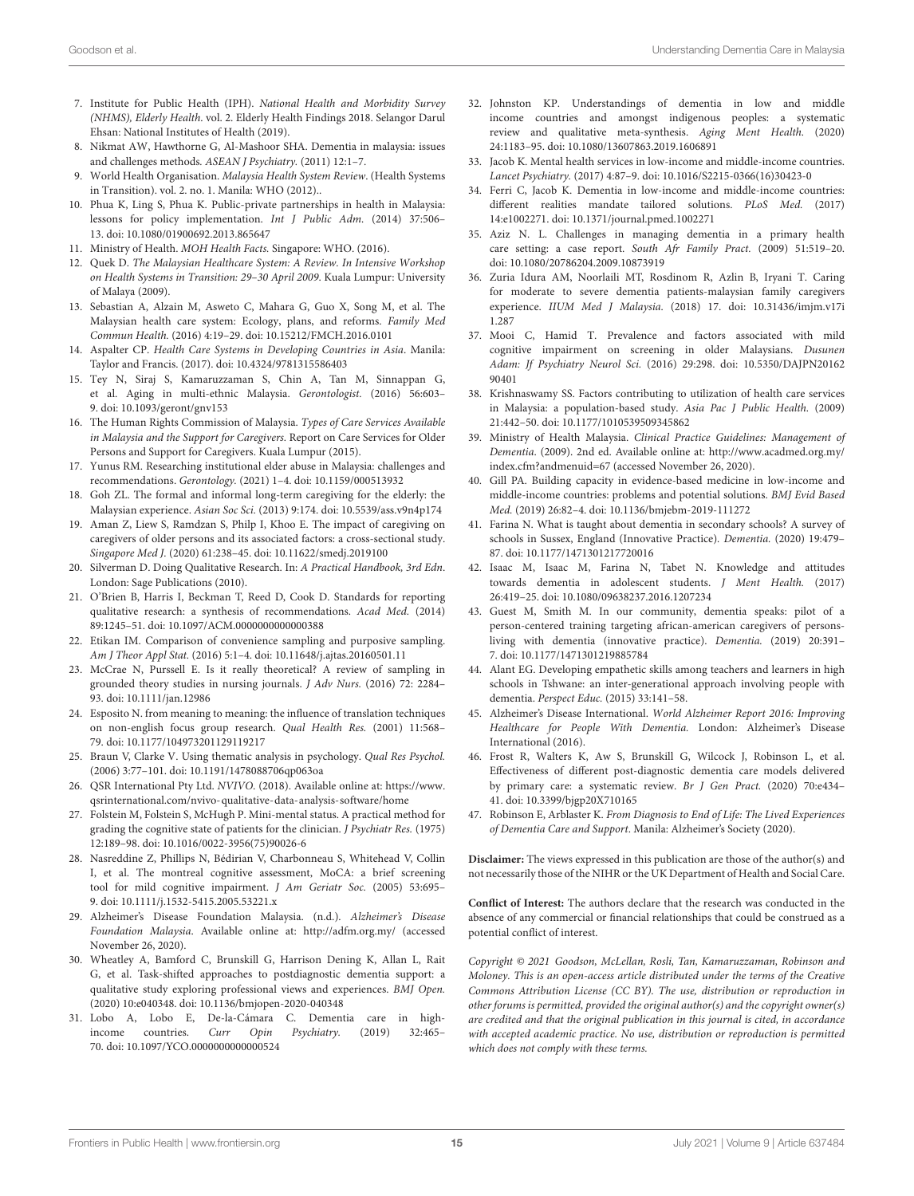7. Institute for Public Health (IPH). *National Health and Morbidity Survey (NHMS), Elderly Health*. vol. 2. Elderly Health Findings 2018. Selangor Darul Ehsan: National Institutes of Health (2019).
8. Nikmat AW, Hawthorne G, Al-Mashoor SHA. Dementia in malaysia: issues and challenges methods. *ASEAN J Psychiatry.* (2011) 12:1–7.
9. World Health Organisation. *Malaysia Health System Review*. (Health Systems in Transition). vol. 2. no. 1. Manila: WHO (2012)..
10. Phua K, Ling S, Phua K. Public-private partnerships in health in Malaysia: lessons for policy implementation. *Int J Public Adm.* (2014) 37:506–13. doi: 10.1080/01900692.2013.865647
11. Ministry of Health. *MOH Health Facts*. Singapore: WHO. (2016).
12. Quek D. *The Malaysian Healthcare System: A Review. In Intensive Workshop on Health Systems in Transition: 29–30 April 2009*. Kuala Lumpur: University of Malaya (2009).
13. Sebastian A, Alzain M, Asweto C, Mahara G, Guo X, Song M, et al. The Malaysian health care system: Ecology, plans, and reforms. *Family Med Commun Health.* (2016) 4:19–29. doi: 10.15212/FMCH.2016.0101
14. Aspalter CP. *Health Care Systems in Developing Countries in Asia*. Manila: Taylor and Francis. (2017). doi: 10.4324/9781315586403
15. Tey N, Siraj S, Kamaruzzaman S, Chin A, Tan M, Sinnappan G, et al. Aging in multi-ethnic Malaysia. *Gerontologist.* (2016) 56:603–9. doi: 10.1093/geront/gnv153
16. The Human Rights Commission of Malaysia. *Types of Care Services Available in Malaysia and the Support for Caregivers*. Report on Care Services for Older Persons and Support for Caregivers. Kuala Lumpur (2015).
17. Yunus RM. Researching institutional elder abuse in Malaysia: challenges and recommendations. *Gerontology.* (2021) 1–4. doi: 10.1159/000513932
18. Goh ZL. The formal and informal long-term caregiving for the elderly: the Malaysian experience. *Asian Soc Sci.* (2013) 9:174. doi: 10.5539/ass.v9n4p174
19. Aman Z, Liew S, Ramdzan S, Philp I, Khoo E. The impact of caregiving on caregivers of older persons and its associated factors: a cross-sectional study. *Singapore Med J.* (2020) 61:238–45. doi: 10.11622/smedj.2019100
20. Silverman D. Doing Qualitative Research. In: *A Practical Handbook, 3rd Edn*. London: Sage Publications (2010).
21. O'Brien B, Harris I, Beckman T, Reed D, Cook D. Standards for reporting qualitative research: a synthesis of recommendations. *Acad Med.* (2014) 89:1245–51. doi: 10.1097/ACM.0000000000000388
22. Etikan IM. Comparison of convenience sampling and purposive sampling. *Am J Theor Appl Stat.* (2016) 5:1–4. doi: 10.11648/j.ajtas.20160501.11
23. McCrae N, Purssell E. Is it really theoretical? A review of sampling in grounded theory studies in nursing journals. *J Adv Nurs.* (2016) 72: 2284–93. doi: 10.1111/jan.12986
24. Esposito N. from meaning to meaning: the influence of translation techniques on non-english focus group research. *Qual Health Res.* (2001) 11:568–79. doi: 10.1177/104973201129119217
25. Braun V, Clarke V. Using thematic analysis in psychology. *Qual Res Psychol.* (2006) 3:77–101. doi: 10.1191/1478088706qp063oa
26. QSR International Pty Ltd. *NVIVO*. (2018). Available online at: https://www.qsrinternational.com/nvivo-qualitative-data-analysis-software/home
27. Folstein M, Folstein S, McHugh P. Mini-mental status. A practical method for grading the cognitive state of patients for the clinician. *J Psychiatr Res.* (1975) 12:189–98. doi: 10.1016/0022-3956(75)90026-6
28. Nasreddine Z, Phillips N, Bédirian V, Charbonneau S, Whitehead V, Collin I, et al. The montreal cognitive assessment, MoCA: a brief screening tool for mild cognitive impairment. *J Am Geriatr Soc.* (2005) 53:695–9. doi: 10.1111/j.1532-5415.2005.53221.x
29. Alzheimer's Disease Foundation Malaysia. (n.d.). *Alzheimer's Disease Foundation Malaysia*. Available online at: http://adfm.org.my/ (accessed November 26, 2020).
30. Wheatley A, Bamford C, Brunskill G, Harrison Dening K, Allan L, Rait G, et al. Task-shifted approaches to postdiagnostic dementia support: a qualitative study exploring professional views and experiences. *BMJ Open.* (2020) 10:e040348. doi: 10.1136/bmjopen-2020-040348
31. Lobo A, Lobo E, De-la-Cámara C. Dementia care in high-income countries. *Curr Opin Psychiatry.* (2019) 32:465–70. doi: 10.1097/YCO.0000000000000524
32. Johnston KP. Understandings of dementia in low and middle income countries and amongst indigenous peoples: a systematic review and qualitative meta-synthesis. *Aging Ment Health.* (2020) 24:1183–95. doi: 10.1080/13607863.2019.1606891
33. Jacob K. Mental health services in low-income and middle-income countries. *Lancet Psychiatry.* (2017) 4:87–9. doi: 10.1016/S2215-0366(16)30423-0
34. Ferri C, Jacob K. Dementia in low-income and middle-income countries: different realities mandate tailored solutions. *PLoS Med.* (2017) 14:e1002271. doi: 10.1371/journal.pmed.1002271
35. Aziz N. L. Challenges in managing dementia in a primary health care setting: a case report. *South Afr Family Pract.* (2009) 51:519–20. doi: 10.1080/20786204.2009.10873919
36. Zuria Idura AM, Noorlaili MT, Rosdinom R, Azlin B, Iryani T. Caring for moderate to severe dementia patients-malaysian family caregivers experience. *IIUM Med J Malaysia.* (2018) 17. doi: 10.31436/imjm.v17i1.287
37. Mooi C, Hamid T. Prevalence and factors associated with mild cognitive impairment on screening in older Malaysians. *Dusunen Adam: Jf Psychiatry Neurol Sci.* (2016) 29:298. doi: 10.5350/DAJPN2016290401
38. Krishnaswamy SS. Factors contributing to utilization of health care services in Malaysia: a population-based study. *Asia Pac J Public Health.* (2009) 21:442–50. doi: 10.1177/1010539509345862
39. Ministry of Health Malaysia. *Clinical Practice Guidelines: Management of Dementia*. (2009). 2nd ed. Available online at: http://www.acadmed.org.my/index.cfm?andmenuid=67 (accessed November 26, 2020).
40. Gill PA. Building capacity in evidence-based medicine in low-income and middle-income countries: problems and potential solutions. *BMJ Evid Based Med.* (2019) 26:82–4. doi: 10.1136/bmjebm-2019-111272
41. Farina N. What is taught about dementia in secondary schools? A survey of schools in Sussex, England (Innovative Practice). *Dementia.* (2020) 19:479–87. doi: 10.1177/1471301217720016
42. Isaac M, Isaac M, Farina N, Tabet N. Knowledge and attitudes towards dementia in adolescent students. *J Ment Health.* (2017) 26:419–25. doi: 10.1080/09638237.2016.1207234
43. Guest M, Smith M. In our community, dementia speaks: pilot of a person-centered training targeting african-american caregivers of persons-living with dementia (innovative practice). *Dementia.* (2019) 20:391–7. doi: 10.1177/1471301219885784
44. Alant EG. Developing empathetic skills among teachers and learners in high schools in Tshwane: an inter-generational approach involving people with dementia. *Perspect Educ.* (2015) 33:141–58.
45. Alzheimer's Disease International. *World Alzheimer Report 2016: Improving Healthcare for People With Dementia*. London: Alzheimer's Disease International (2016).
46. Frost R, Walters K, Aw S, Brunskill G, Wilcock J, Robinson L, et al. Effectiveness of different post-diagnostic dementia care models delivered by primary care: a systematic review. *Br J Gen Pract.* (2020) 70:e434–41. doi: 10.3399/bjgp20X710165
47. Robinson E, Arblaster K. *From Diagnosis to End of Life: The Lived Experiences of Dementia Care and Support*. Manila: Alzheimer's Society (2020).

**Disclaimer:** The views expressed in this publication are those of the author(s) and not necessarily those of the NIHR or the UK Department of Health and Social Care.

**Conflict of Interest:** The authors declare that the research was conducted in the absence of any commercial or financial relationships that could be construed as a potential conflict of interest.

*Copyright © 2021 Goodson, McLellan, Rosli, Tan, Kamaruzzaman, Robinson and Moloney. This is an open-access article distributed under the terms of the Creative Commons Attribution License (CC BY). The use, distribution or reproduction in other forums is permitted, provided the original author(s) and the copyright owner(s) are credited and that the original publication in this journal is cited, in accordance with accepted academic practice. No use, distribution or reproduction is permitted which does not comply with these terms.*